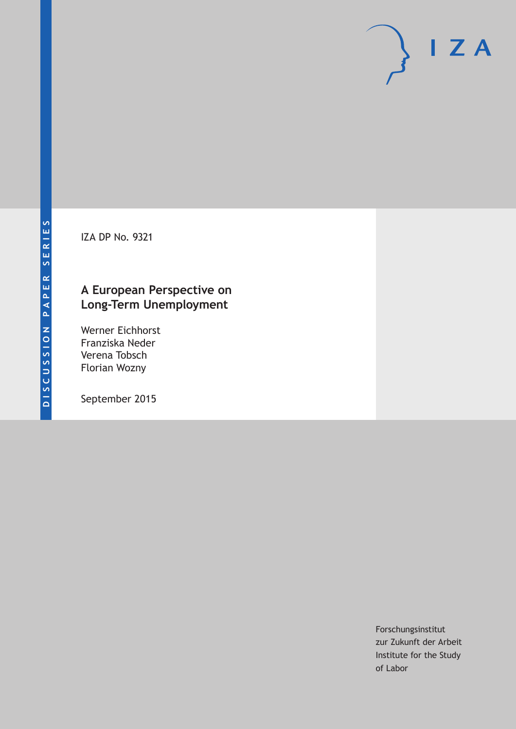DISCUSSION PAPER SERIES

IZA DP No. 9321

# A European Perspective on Long-Term Unemployment

Werner Eichhorst
Franziska Neder
Verena Tobsch
Florian Wozny

September 2015

Forschungsinstitut
zur Zukunft der Arbeit
Institute for the Study
of Labor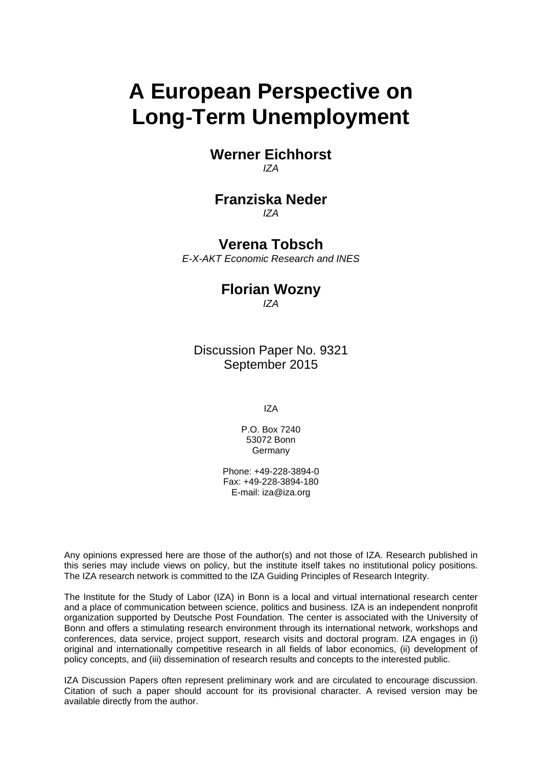# A European Perspective on Long-Term Unemployment

**Werner Eichhorst**
*IZA*

**Franziska Neder**
*IZA*

**Verena Tobsch**
*E-X-AKT Economic Research and INES*

**Florian Wozny**
*IZA*

Discussion Paper No. 9321
September 2015

IZA

P.O. Box 7240
53072 Bonn
Germany

Phone: +49-228-3894-0
Fax: +49-228-3894-180
E-mail: iza@iza.org

Any opinions expressed here are those of the author(s) and not those of IZA. Research published in this series may include views on policy, but the institute itself takes no institutional policy positions. The IZA research network is committed to the IZA Guiding Principles of Research Integrity.

The Institute for the Study of Labor (IZA) in Bonn is a local and virtual international research center and a place of communication between science, politics and business. IZA is an independent nonprofit organization supported by Deutsche Post Foundation. The center is associated with the University of Bonn and offers a stimulating research environment through its international network, workshops and conferences, data service, project support, research visits and doctoral program. IZA engages in (i) original and internationally competitive research in all fields of labor economics, (ii) development of policy concepts, and (iii) dissemination of research results and concepts to the interested public.

IZA Discussion Papers often represent preliminary work and are circulated to encourage discussion. Citation of such a paper should account for its provisional character. A revised version may be available directly from the author.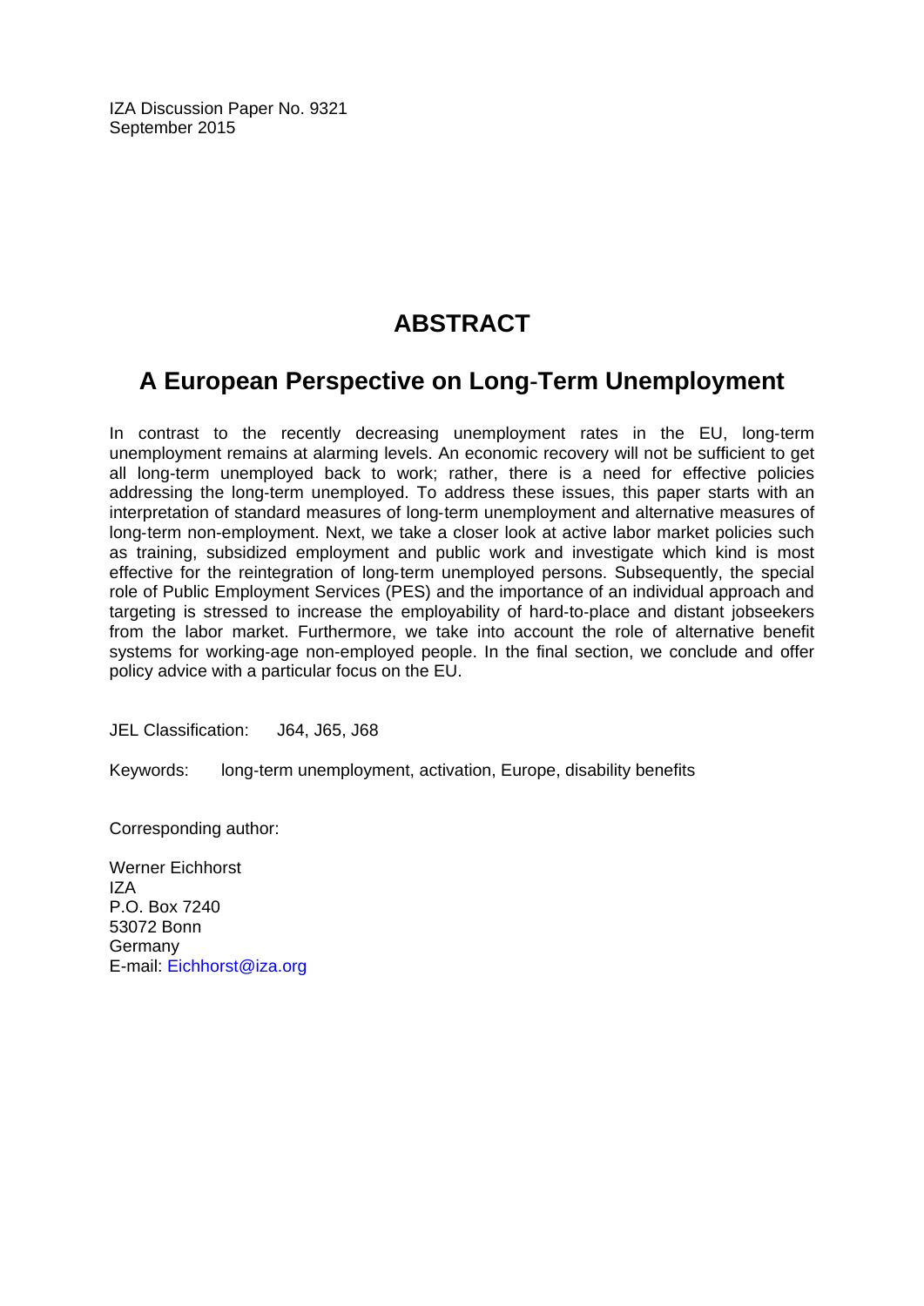IZA Discussion Paper No. 9321
September 2015

# ABSTRACT

## A European Perspective on Long-Term Unemployment

In contrast to the recently decreasing unemployment rates in the EU, long-term unemployment remains at alarming levels. An economic recovery will not be sufficient to get all long-term unemployed back to work; rather, there is a need for effective policies addressing the long-term unemployed. To address these issues, this paper starts with an interpretation of standard measures of long-term unemployment and alternative measures of long-term non-employment. Next, we take a closer look at active labor market policies such as training, subsidized employment and public work and investigate which kind is most effective for the reintegration of long-term unemployed persons. Subsequently, the special role of Public Employment Services (PES) and the importance of an individual approach and targeting is stressed to increase the employability of hard-to-place and distant jobseekers from the labor market. Furthermore, we take into account the role of alternative benefit systems for working-age non-employed people. In the final section, we conclude and offer policy advice with a particular focus on the EU.

JEL Classification: J64, J65, J68

Keywords: long-term unemployment, activation, Europe, disability benefits

Corresponding author:

Werner Eichhorst
IZA
P.O. Box 7240
53072 Bonn
Germany
E-mail: Eichhorst@iza.org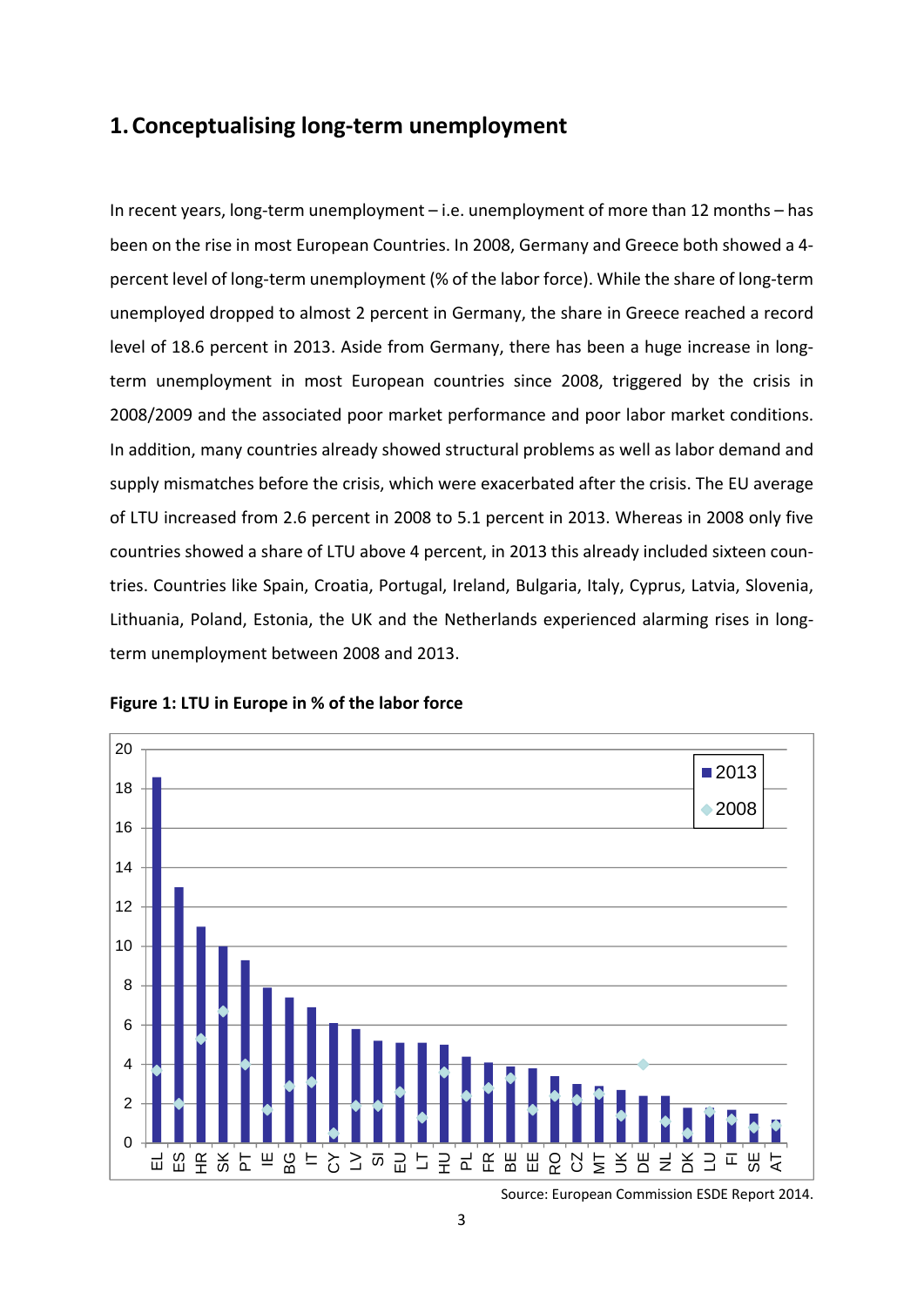# 1. Conceptualising long-term unemployment

In recent years, long-term unemployment – i.e. unemployment of more than 12 months – has been on the rise in most European Countries. In 2008, Germany and Greece both showed a 4-percent level of long-term unemployment (% of the labor force). While the share of long-term unemployed dropped to almost 2 percent in Germany, the share in Greece reached a record level of 18.6 percent in 2013. Aside from Germany, there has been a huge increase in long-term unemployment in most European countries since 2008, triggered by the crisis in 2008/2009 and the associated poor market performance and poor labor market conditions. In addition, many countries already showed structural problems as well as labor demand and supply mismatches before the crisis, which were exacerbated after the crisis. The EU average of LTU increased from 2.6 percent in 2008 to 5.1 percent in 2013. Whereas in 2008 only five countries showed a share of LTU above 4 percent, in 2013 this already included sixteen countries. Countries like Spain, Croatia, Portugal, Ireland, Bulgaria, Italy, Cyprus, Latvia, Slovenia, Lithuania, Poland, Estonia, the UK and the Netherlands experienced alarming rises in long-term unemployment between 2008 and 2013.

**Figure 1: LTU in Europe in % of the labor force**

Source: European Commission ESDE Report 2014.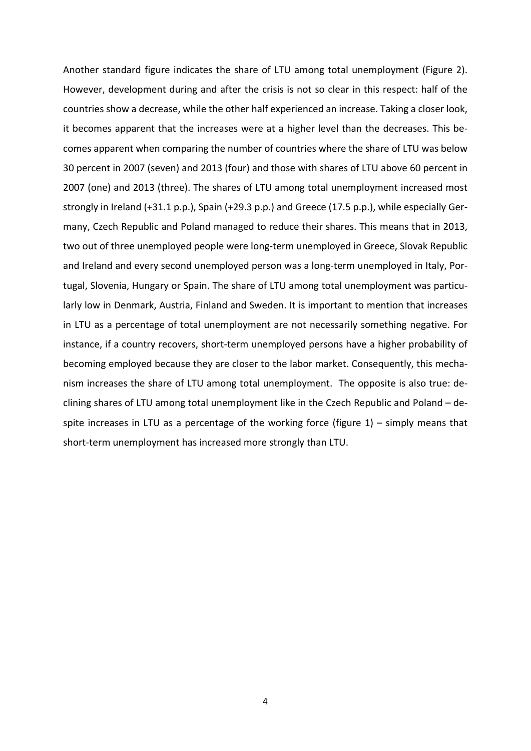Another standard figure indicates the share of LTU among total unemployment (Figure 2). However, development during and after the crisis is not so clear in this respect: half of the countries show a decrease, while the other half experienced an increase. Taking a closer look, it becomes apparent that the increases were at a higher level than the decreases. This becomes apparent when comparing the number of countries where the share of LTU was below 30 percent in 2007 (seven) and 2013 (four) and those with shares of LTU above 60 percent in 2007 (one) and 2013 (three). The shares of LTU among total unemployment increased most strongly in Ireland (+31.1 p.p.), Spain (+29.3 p.p.) and Greece (17.5 p.p.), while especially Germany, Czech Republic and Poland managed to reduce their shares. This means that in 2013, two out of three unemployed people were long-term unemployed in Greece, Slovak Republic and Ireland and every second unemployed person was a long-term unemployed in Italy, Portugal, Slovenia, Hungary or Spain. The share of LTU among total unemployment was particularly low in Denmark, Austria, Finland and Sweden. It is important to mention that increases in LTU as a percentage of total unemployment are not necessarily something negative. For instance, if a country recovers, short-term unemployed persons have a higher probability of becoming employed because they are closer to the labor market. Consequently, this mechanism increases the share of LTU among total unemployment. The opposite is also true: declining shares of LTU among total unemployment like in the Czech Republic and Poland – despite increases in LTU as a percentage of the working force (figure 1) – simply means that short-term unemployment has increased more strongly than LTU.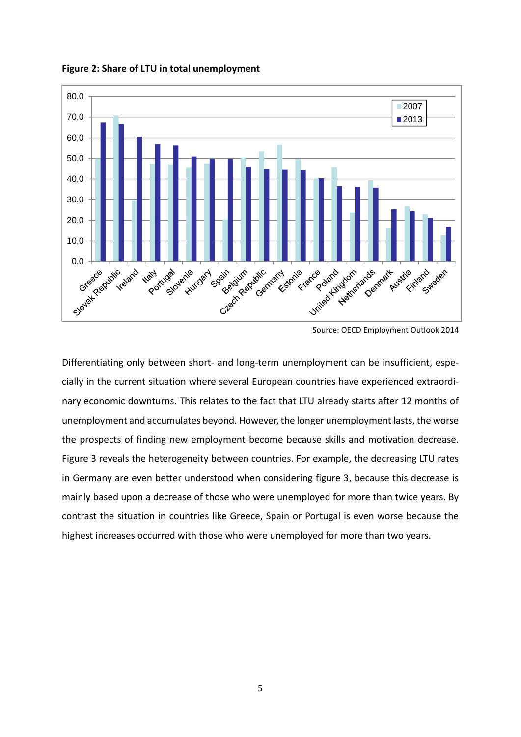**Figure 2: Share of LTU in total unemployment**

Source: OECD Employment Outlook 2014

Differentiating only between short- and long-term unemployment can be insufficient, especially in the current situation where several European countries have experienced extraordinary economic downturns. This relates to the fact that LTU already starts after 12 months of unemployment and accumulates beyond. However, the longer unemployment lasts, the worse the prospects of finding new employment become because skills and motivation decrease. Figure 3 reveals the heterogeneity between countries. For example, the decreasing LTU rates in Germany are even better understood when considering figure 3, because this decrease is mainly based upon a decrease of those who were unemployed for more than twice years. By contrast the situation in countries like Greece, Spain or Portugal is even worse because the highest increases occurred with those who were unemployed for more than two years.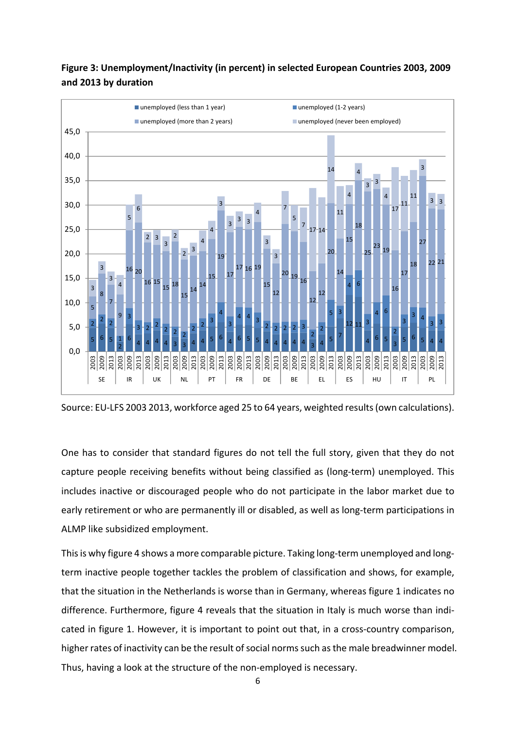**Figure 3: Unemployment/Inactivity (in percent) in selected European Countries 2003, 2009 and 2013 by duration**

Source: EU-LFS 2003 2013, workforce aged 25 to 64 years, weighted results (own calculations).

One has to consider that standard figures do not tell the full story, given that they do not capture people receiving benefits without being classified as (long-term) unemployed. This includes inactive or discouraged people who do not participate in the labor market due to early retirement or who are permanently ill or disabled, as well as long-term participations in ALMP like subsidized employment.

This is why figure 4 shows a more comparable picture. Taking long-term unemployed and long-term inactive people together tackles the problem of classification and shows, for example, that the situation in the Netherlands is worse than in Germany, whereas figure 1 indicates no difference. Furthermore, figure 4 reveals that the situation in Italy is much worse than indicated in figure 1. However, it is important to point out that, in a cross-country comparison, higher rates of inactivity can be the result of social norms such as the male breadwinner model. Thus, having a look at the structure of the non-employed is necessary.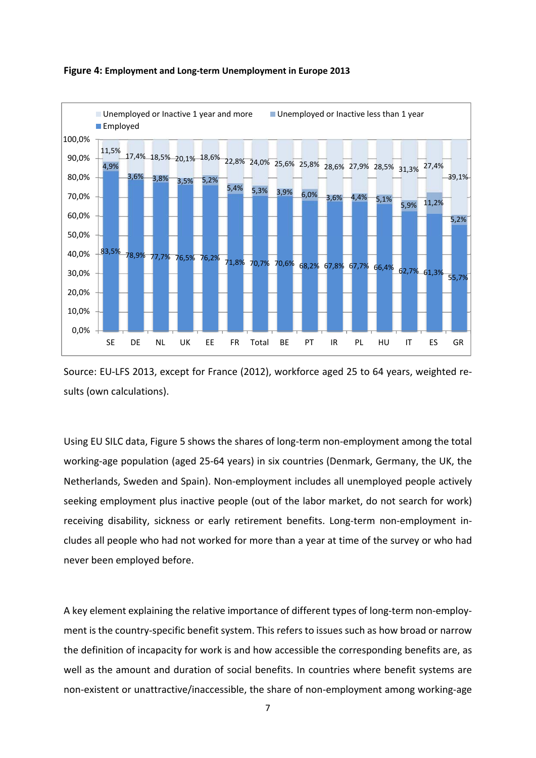**Figure 4: Employment and Long-term Unemployment in Europe 2013**

| | SE | DE | NL | UK | EE | FR | Total | BE | PT | IR | PL | HU | IT | ES | GR |
|---|---|---|---|---|---|---|---|---|---|---|---|---|---|---|---|
| Unemployed or Inactive 1 year and more | 11,5% | 17,4% | 18,5% | 20,1% | 18,6% | 22,8% | 24,0% | 25,6% | 25,8% | 28,6% | 27,9% | 28,5% | 31,3% | 27,4% | 39,1% |
| Unemployed or Inactive less than 1 year | 4,9% | 3,6% | 3,8% | 3,5% | 5,2% | 5,4% | 5,3% | 3,9% | 6,0% | 3,6% | 4,4% | 5,1% | 5,9% | 11,2% | 5,2% |
| Employed | 83,5% | 78,9% | 77,7% | 76,5% | 76,2% | 71,8% | 70,7% | 70,6% | 68,2% | 67,8% | 67,7% | 66,4% | 62,7% | 61,3% | 55,7% |

Source: EU-LFS 2013, except for France (2012), workforce aged 25 to 64 years, weighted results (own calculations).

Using EU SILC data, Figure 5 shows the shares of long-term non-employment among the total working-age population (aged 25-64 years) in six countries (Denmark, Germany, the UK, the Netherlands, Sweden and Spain). Non-employment includes all unemployed people actively seeking employment plus inactive people (out of the labor market, do not search for work) receiving disability, sickness or early retirement benefits. Long-term non-employment includes all people who had not worked for more than a year at time of the survey or who had never been employed before.

A key element explaining the relative importance of different types of long-term non-employment is the country-specific benefit system. This refers to issues such as how broad or narrow the definition of incapacity for work is and how accessible the corresponding benefits are, as well as the amount and duration of social benefits. In countries where benefit systems are non-existent or unattractive/inaccessible, the share of non-employment among working-age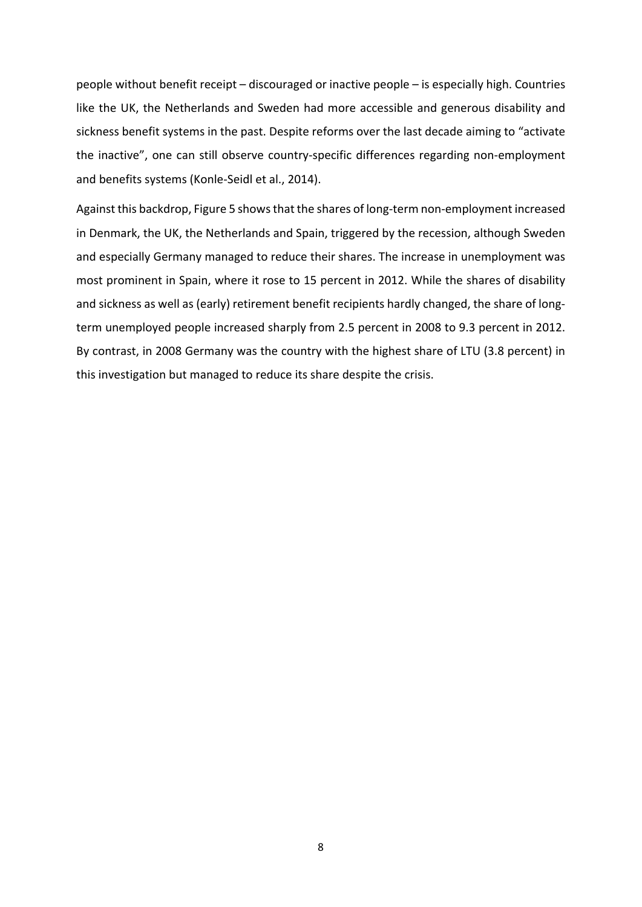people without benefit receipt – discouraged or inactive people – is especially high. Countries like the UK, the Netherlands and Sweden had more accessible and generous disability and sickness benefit systems in the past. Despite reforms over the last decade aiming to "activate the inactive", one can still observe country-specific differences regarding non-employment and benefits systems (Konle-Seidl et al., 2014).

Against this backdrop, Figure 5 shows that the shares of long-term non-employment increased in Denmark, the UK, the Netherlands and Spain, triggered by the recession, although Sweden and especially Germany managed to reduce their shares. The increase in unemployment was most prominent in Spain, where it rose to 15 percent in 2012. While the shares of disability and sickness as well as (early) retirement benefit recipients hardly changed, the share of long-term unemployed people increased sharply from 2.5 percent in 2008 to 9.3 percent in 2012. By contrast, in 2008 Germany was the country with the highest share of LTU (3.8 percent) in this investigation but managed to reduce its share despite the crisis.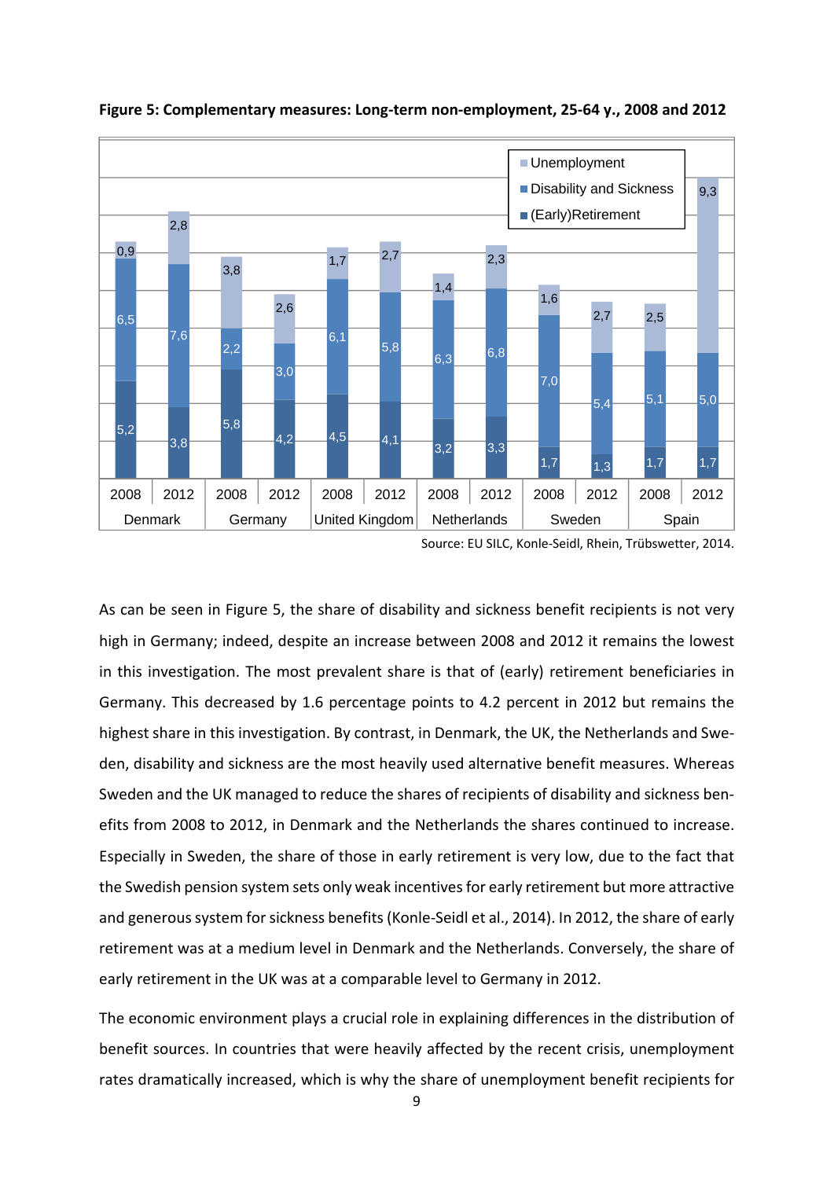**Figure 5: Complementary measures: Long-term non-employment, 25-64 y., 2008 and 2012**

| Country | Year | (Early)Retirement | Disability and Sickness | Unemployment |
|---|---|---|---|---|
| Denmark | 2008 | 5,2 | 6,5 | 0,9 |
| Denmark | 2012 | 3,8 | 7,6 | 2,8 |
| Germany | 2008 | 5,8 | 2,2 | 3,8 |
| Germany | 2012 | 4,2 | 3,0 | 2,6 |
| United Kingdom | 2008 | 4,5 | 6,1 | 1,7 |
| United Kingdom | 2012 | 4,1 | 5,8 | 2,7 |
| Netherlands | 2008 | 3,2 | 6,3 | 1,4 |
| Netherlands | 2012 | 3,3 | 6,8 | 2,3 |
| Sweden | 2008 | 1,7 | 7,0 | 1,6 |
| Sweden | 2012 | 1,3 | 5,4 | 2,7 |
| Spain | 2008 | 1,7 | 5,1 | 2,5 |
| Spain | 2012 | 1,7 | 5,0 | 9,3 |

Source: EU SILC, Konle-Seidl, Rhein, Trübswetter, 2014.

As can be seen in Figure 5, the share of disability and sickness benefit recipients is not very high in Germany; indeed, despite an increase between 2008 and 2012 it remains the lowest in this investigation. The most prevalent share is that of (early) retirement beneficiaries in Germany. This decreased by 1.6 percentage points to 4.2 percent in 2012 but remains the highest share in this investigation. By contrast, in Denmark, the UK, the Netherlands and Sweden, disability and sickness are the most heavily used alternative benefit measures. Whereas Sweden and the UK managed to reduce the shares of recipients of disability and sickness benefits from 2008 to 2012, in Denmark and the Netherlands the shares continued to increase. Especially in Sweden, the share of those in early retirement is very low, due to the fact that the Swedish pension system sets only weak incentives for early retirement but more attractive and generous system for sickness benefits (Konle-Seidl et al., 2014). In 2012, the share of early retirement was at a medium level in Denmark and the Netherlands. Conversely, the share of early retirement in the UK was at a comparable level to Germany in 2012.

The economic environment plays a crucial role in explaining differences in the distribution of benefit sources. In countries that were heavily affected by the recent crisis, unemployment rates dramatically increased, which is why the share of unemployment benefit recipients for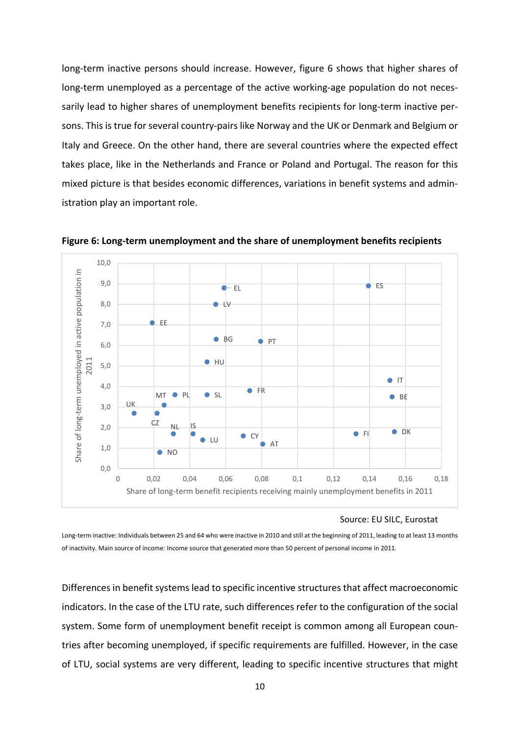long-term inactive persons should increase. However, figure 6 shows that higher shares of long-term unemployed as a percentage of the active working-age population do not necessarily lead to higher shares of unemployment benefits recipients for long-term inactive persons. This is true for several country-pairs like Norway and the UK or Denmark and Belgium or Italy and Greece. On the other hand, there are several countries where the expected effect takes place, like in the Netherlands and France or Poland and Portugal. The reason for this mixed picture is that besides economic differences, variations in benefit systems and administration play an important role.

**Figure 6: Long-term unemployment and the share of unemployment benefits recipients**

Source: EU SILC, Eurostat

Long-term inactive: Individuals between 25 and 64 who were inactive in 2010 and still at the beginning of 2011, leading to at least 13 months of inactivity. Main source of income: Income source that generated more than 50 percent of personal income in 2011.

Differences in benefit systems lead to specific incentive structures that affect macroeconomic indicators. In the case of the LTU rate, such differences refer to the configuration of the social system. Some form of unemployment benefit receipt is common among all European countries after becoming unemployed, if specific requirements are fulfilled. However, in the case of LTU, social systems are very different, leading to specific incentive structures that might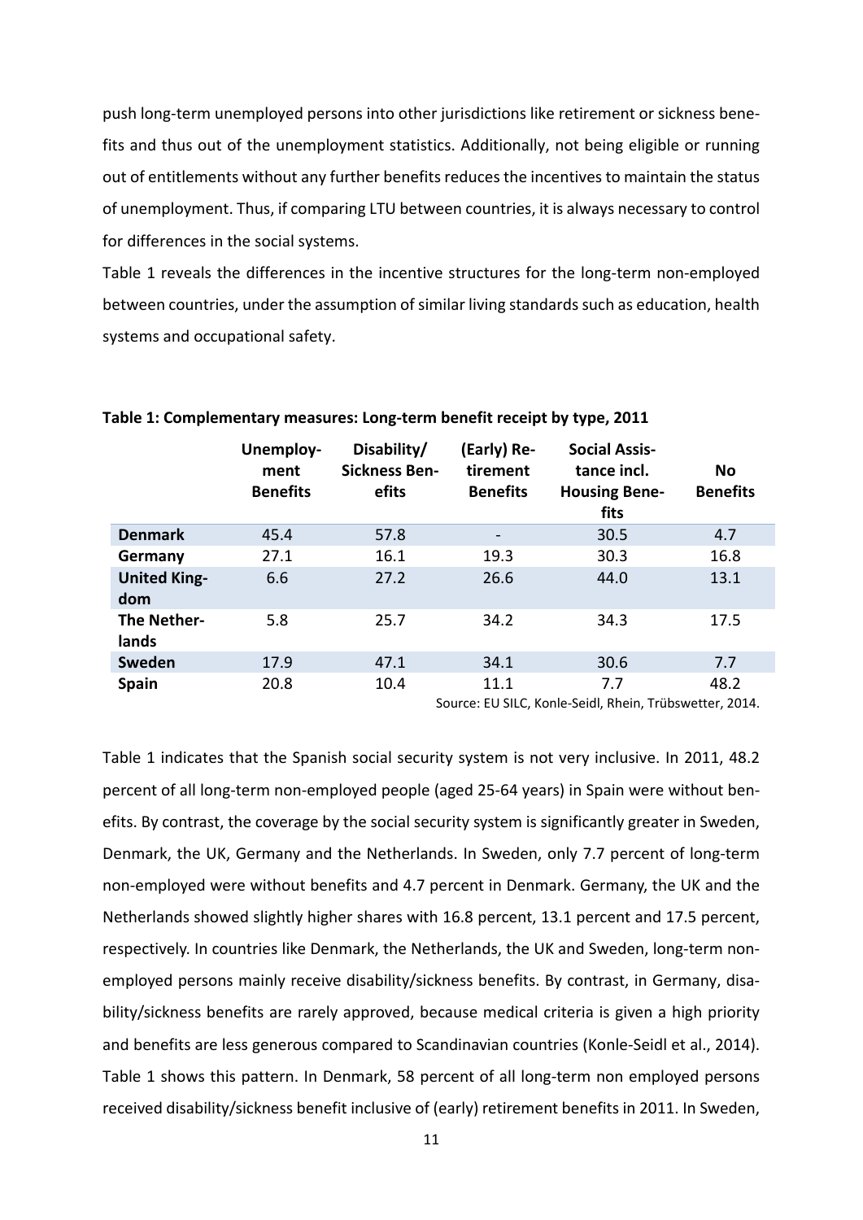push long-term unemployed persons into other jurisdictions like retirement or sickness benefits and thus out of the unemployment statistics. Additionally, not being eligible or running out of entitlements without any further benefits reduces the incentives to maintain the status of unemployment. Thus, if comparing LTU between countries, it is always necessary to control for differences in the social systems.

Table 1 reveals the differences in the incentive structures for the long-term non-employed between countries, under the assumption of similar living standards such as education, health systems and occupational safety.

**Table 1: Complementary measures: Long-term benefit receipt by type, 2011**

| | Unemployment Benefits | Disability/ Sickness Benefits | (Early) Retirement Benefits | Social Assistance incl. Housing Benefits | No Benefits |
|---|---|---|---|---|---|
| **Denmark** | 45.4 | 57.8 | - | 30.5 | 4.7 |
| **Germany** | 27.1 | 16.1 | 19.3 | 30.3 | 16.8 |
| **United Kingdom** | 6.6 | 27.2 | 26.6 | 44.0 | 13.1 |
| **The Netherlands** | 5.8 | 25.7 | 34.2 | 34.3 | 17.5 |
| **Sweden** | 17.9 | 47.1 | 34.1 | 30.6 | 7.7 |
| **Spain** | 20.8 | 10.4 | 11.1 | 7.7 | 48.2 |

Source: EU SILC, Konle-Seidl, Rhein, Trübswetter, 2014.

Table 1 indicates that the Spanish social security system is not very inclusive. In 2011, 48.2 percent of all long-term non-employed people (aged 25-64 years) in Spain were without benefits. By contrast, the coverage by the social security system is significantly greater in Sweden, Denmark, the UK, Germany and the Netherlands. In Sweden, only 7.7 percent of long-term non-employed were without benefits and 4.7 percent in Denmark. Germany, the UK and the Netherlands showed slightly higher shares with 16.8 percent, 13.1 percent and 17.5 percent, respectively. In countries like Denmark, the Netherlands, the UK and Sweden, long-term non-employed persons mainly receive disability/sickness benefits. By contrast, in Germany, disability/sickness benefits are rarely approved, because medical criteria is given a high priority and benefits are less generous compared to Scandinavian countries (Konle-Seidl et al., 2014). Table 1 shows this pattern. In Denmark, 58 percent of all long-term non employed persons received disability/sickness benefit inclusive of (early) retirement benefits in 2011. In Sweden,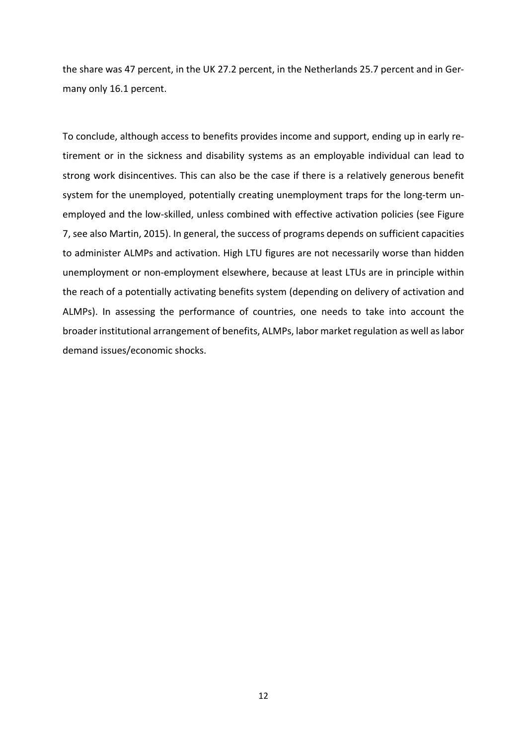the share was 47 percent, in the UK 27.2 percent, in the Netherlands 25.7 percent and in Germany only 16.1 percent.

To conclude, although access to benefits provides income and support, ending up in early retirement or in the sickness and disability systems as an employable individual can lead to strong work disincentives. This can also be the case if there is a relatively generous benefit system for the unemployed, potentially creating unemployment traps for the long-term unemployed and the low-skilled, unless combined with effective activation policies (see Figure 7, see also Martin, 2015). In general, the success of programs depends on sufficient capacities to administer ALMPs and activation. High LTU figures are not necessarily worse than hidden unemployment or non-employment elsewhere, because at least LTUs are in principle within the reach of a potentially activating benefits system (depending on delivery of activation and ALMPs). In assessing the performance of countries, one needs to take into account the broader institutional arrangement of benefits, ALMPs, labor market regulation as well as labor demand issues/economic shocks.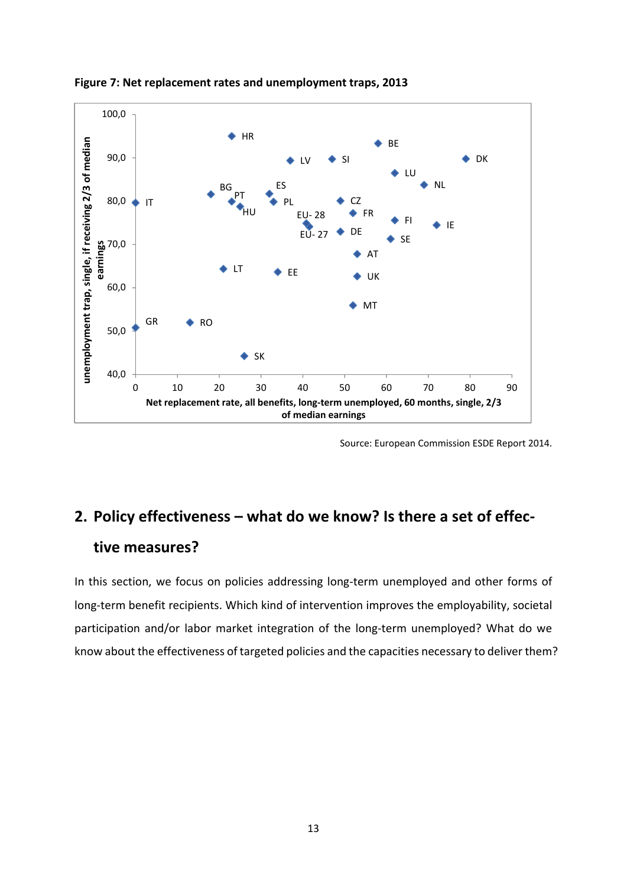**Figure 7: Net replacement rates and unemployment traps, 2013**

Source: European Commission ESDE Report 2014.

## 2. Policy effectiveness – what do we know? Is there a set of effective measures?

In this section, we focus on policies addressing long-term unemployed and other forms of long-term benefit recipients. Which kind of intervention improves the employability, societal participation and/or labor market integration of the long-term unemployed? What do we know about the effectiveness of targeted policies and the capacities necessary to deliver them?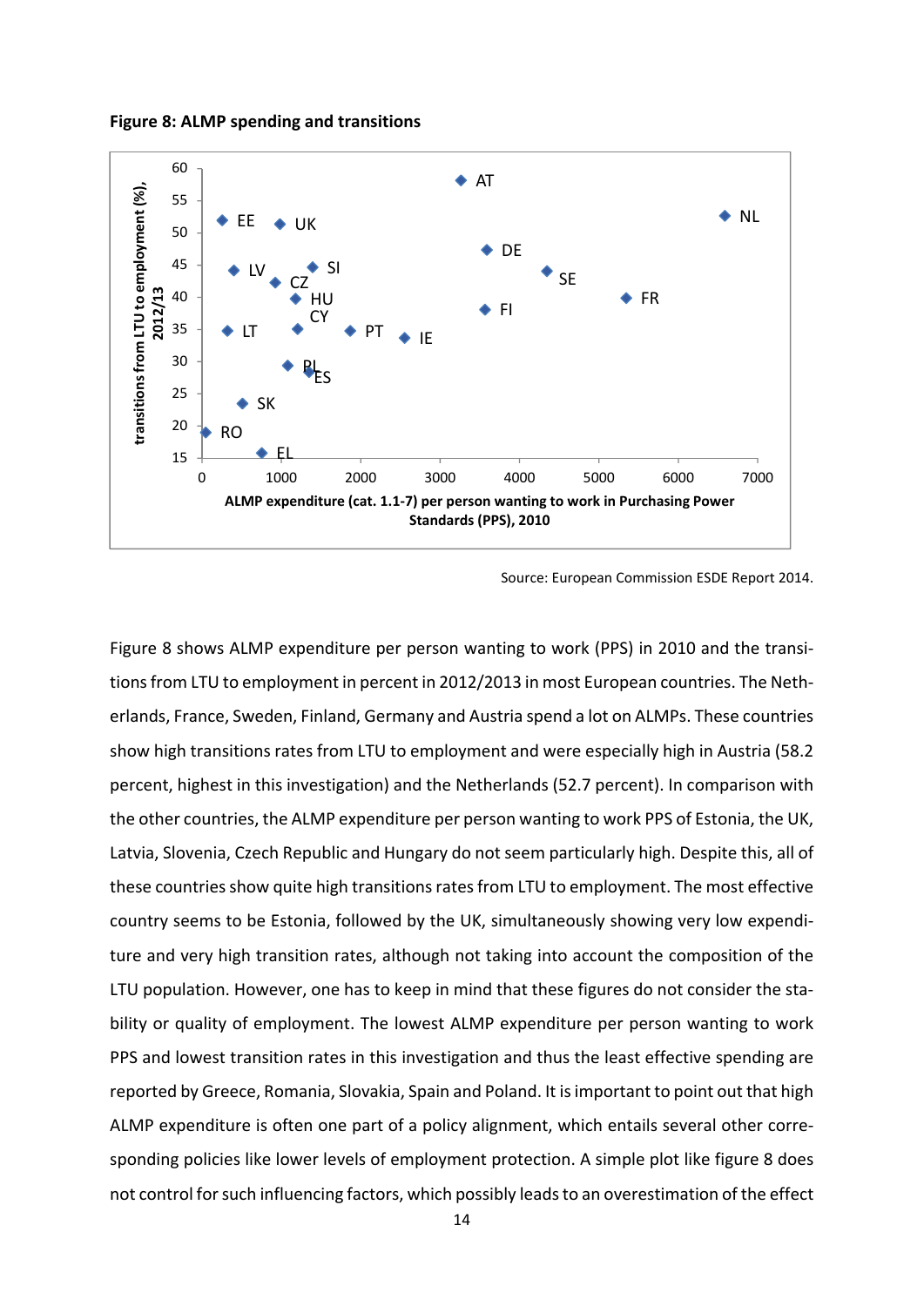**Figure 8: ALMP spending and transitions**

Source: European Commission ESDE Report 2014.

Figure 8 shows ALMP expenditure per person wanting to work (PPS) in 2010 and the transitions from LTU to employment in percent in 2012/2013 in most European countries. The Netherlands, France, Sweden, Finland, Germany and Austria spend a lot on ALMPs. These countries show high transitions rates from LTU to employment and were especially high in Austria (58.2 percent, highest in this investigation) and the Netherlands (52.7 percent). In comparison with the other countries, the ALMP expenditure per person wanting to work PPS of Estonia, the UK, Latvia, Slovenia, Czech Republic and Hungary do not seem particularly high. Despite this, all of these countries show quite high transitions rates from LTU to employment. The most effective country seems to be Estonia, followed by the UK, simultaneously showing very low expenditure and very high transition rates, although not taking into account the composition of the LTU population. However, one has to keep in mind that these figures do not consider the stability or quality of employment. The lowest ALMP expenditure per person wanting to work PPS and lowest transition rates in this investigation and thus the least effective spending are reported by Greece, Romania, Slovakia, Spain and Poland. It is important to point out that high ALMP expenditure is often one part of a policy alignment, which entails several other corresponding policies like lower levels of employment protection. A simple plot like figure 8 does not control for such influencing factors, which possibly leads to an overestimation of the effect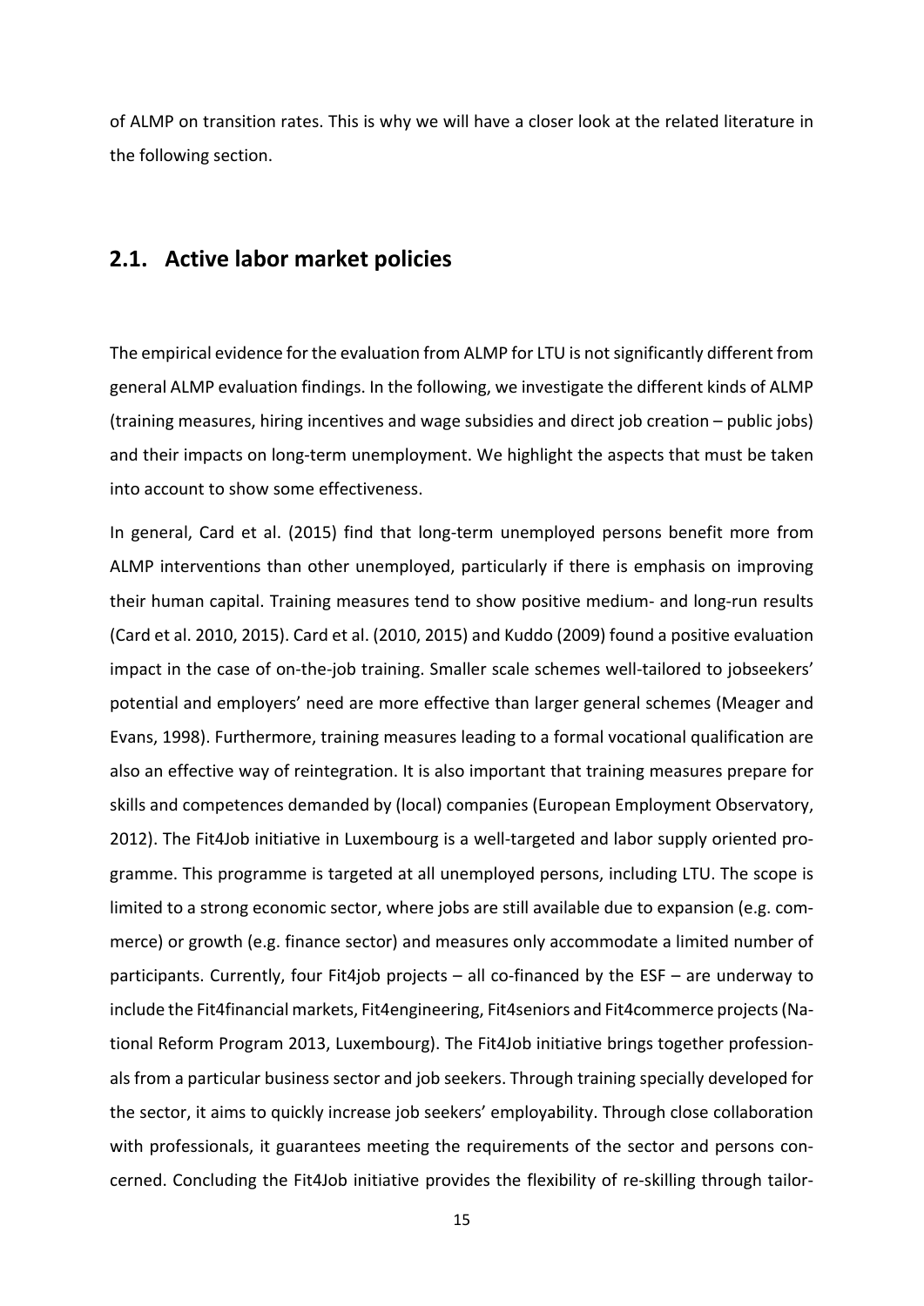of ALMP on transition rates. This is why we will have a closer look at the related literature in the following section.

## 2.1. Active labor market policies

The empirical evidence for the evaluation from ALMP for LTU is not significantly different from general ALMP evaluation findings. In the following, we investigate the different kinds of ALMP (training measures, hiring incentives and wage subsidies and direct job creation – public jobs) and their impacts on long-term unemployment. We highlight the aspects that must be taken into account to show some effectiveness.

In general, Card et al. (2015) find that long-term unemployed persons benefit more from ALMP interventions than other unemployed, particularly if there is emphasis on improving their human capital. Training measures tend to show positive medium- and long-run results (Card et al. 2010, 2015). Card et al. (2010, 2015) and Kuddo (2009) found a positive evaluation impact in the case of on-the-job training. Smaller scale schemes well-tailored to jobseekers' potential and employers' need are more effective than larger general schemes (Meager and Evans, 1998). Furthermore, training measures leading to a formal vocational qualification are also an effective way of reintegration. It is also important that training measures prepare for skills and competences demanded by (local) companies (European Employment Observatory, 2012). The Fit4Job initiative in Luxembourg is a well-targeted and labor supply oriented programme. This programme is targeted at all unemployed persons, including LTU. The scope is limited to a strong economic sector, where jobs are still available due to expansion (e.g. commerce) or growth (e.g. finance sector) and measures only accommodate a limited number of participants. Currently, four Fit4job projects – all co-financed by the ESF – are underway to include the Fit4financial markets, Fit4engineering, Fit4seniors and Fit4commerce projects (National Reform Program 2013, Luxembourg). The Fit4Job initiative brings together professionals from a particular business sector and job seekers. Through training specially developed for the sector, it aims to quickly increase job seekers' employability. Through close collaboration with professionals, it guarantees meeting the requirements of the sector and persons concerned. Concluding the Fit4Job initiative provides the flexibility of re-skilling through tailor-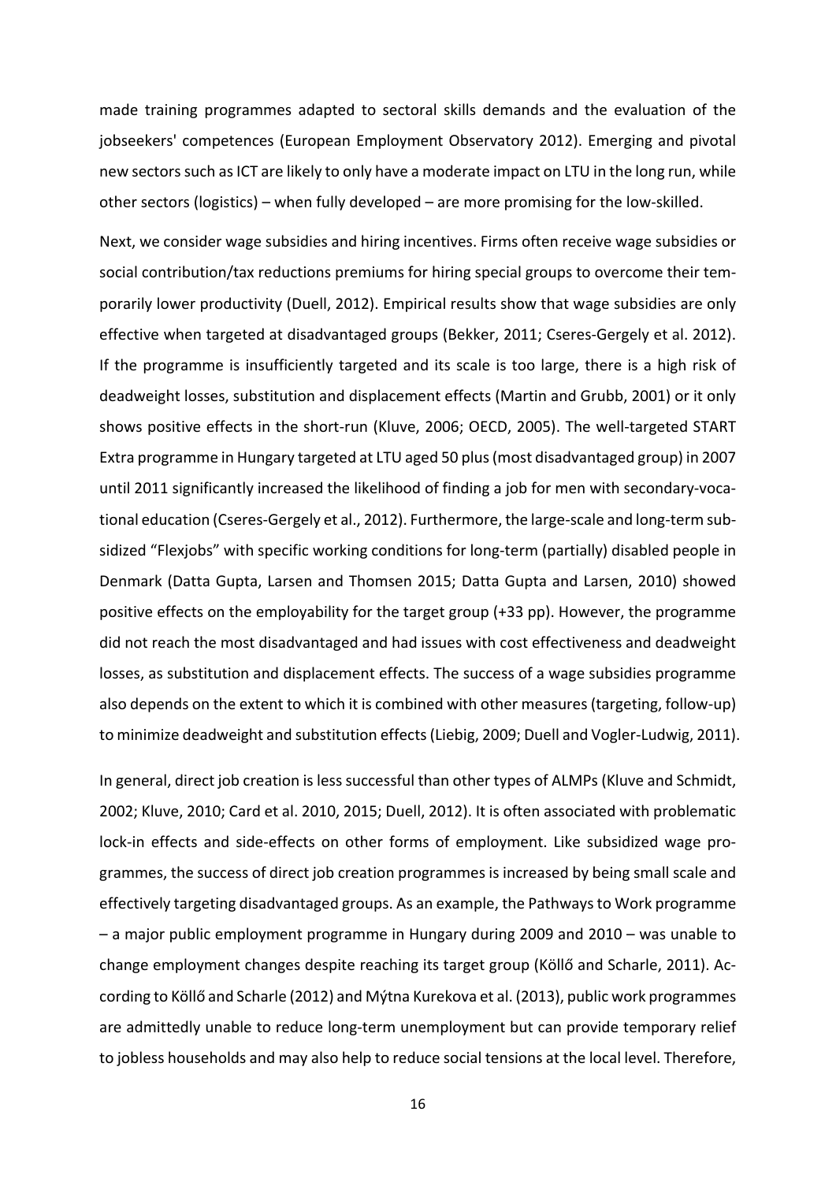made training programmes adapted to sectoral skills demands and the evaluation of the jobseekers' competences (European Employment Observatory 2012). Emerging and pivotal new sectors such as ICT are likely to only have a moderate impact on LTU in the long run, while other sectors (logistics) – when fully developed – are more promising for the low-skilled.

Next, we consider wage subsidies and hiring incentives. Firms often receive wage subsidies or social contribution/tax reductions premiums for hiring special groups to overcome their temporarily lower productivity (Duell, 2012). Empirical results show that wage subsidies are only effective when targeted at disadvantaged groups (Bekker, 2011; Cseres-Gergely et al. 2012). If the programme is insufficiently targeted and its scale is too large, there is a high risk of deadweight losses, substitution and displacement effects (Martin and Grubb, 2001) or it only shows positive effects in the short-run (Kluve, 2006; OECD, 2005). The well-targeted START Extra programme in Hungary targeted at LTU aged 50 plus (most disadvantaged group) in 2007 until 2011 significantly increased the likelihood of finding a job for men with secondary-vocational education (Cseres-Gergely et al., 2012). Furthermore, the large-scale and long-term subsidized "Flexjobs" with specific working conditions for long-term (partially) disabled people in Denmark (Datta Gupta, Larsen and Thomsen 2015; Datta Gupta and Larsen, 2010) showed positive effects on the employability for the target group (+33 pp). However, the programme did not reach the most disadvantaged and had issues with cost effectiveness and deadweight losses, as substitution and displacement effects. The success of a wage subsidies programme also depends on the extent to which it is combined with other measures (targeting, follow-up) to minimize deadweight and substitution effects (Liebig, 2009; Duell and Vogler-Ludwig, 2011).

In general, direct job creation is less successful than other types of ALMPs (Kluve and Schmidt, 2002; Kluve, 2010; Card et al. 2010, 2015; Duell, 2012). It is often associated with problematic lock-in effects and side-effects on other forms of employment. Like subsidized wage programmes, the success of direct job creation programmes is increased by being small scale and effectively targeting disadvantaged groups. As an example, the Pathways to Work programme – a major public employment programme in Hungary during 2009 and 2010 – was unable to change employment changes despite reaching its target group (Köllő and Scharle, 2011). According to Köllő and Scharle (2012) and Mýtna Kurekova et al. (2013), public work programmes are admittedly unable to reduce long-term unemployment but can provide temporary relief to jobless households and may also help to reduce social tensions at the local level. Therefore,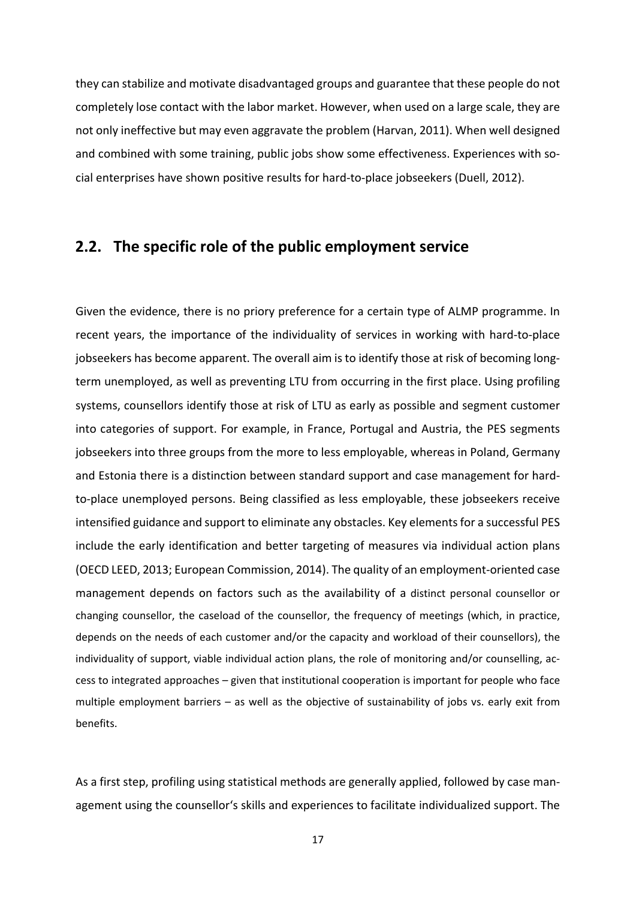they can stabilize and motivate disadvantaged groups and guarantee that these people do not completely lose contact with the labor market. However, when used on a large scale, they are not only ineffective but may even aggravate the problem (Harvan, 2011). When well designed and combined with some training, public jobs show some effectiveness. Experiences with social enterprises have shown positive results for hard-to-place jobseekers (Duell, 2012).

## 2.2. The specific role of the public employment service

Given the evidence, there is no priory preference for a certain type of ALMP programme. In recent years, the importance of the individuality of services in working with hard-to-place jobseekers has become apparent. The overall aim is to identify those at risk of becoming long-term unemployed, as well as preventing LTU from occurring in the first place. Using profiling systems, counsellors identify those at risk of LTU as early as possible and segment customer into categories of support. For example, in France, Portugal and Austria, the PES segments jobseekers into three groups from the more to less employable, whereas in Poland, Germany and Estonia there is a distinction between standard support and case management for hard-to-place unemployed persons. Being classified as less employable, these jobseekers receive intensified guidance and support to eliminate any obstacles. Key elements for a successful PES include the early identification and better targeting of measures via individual action plans (OECD LEED, 2013; European Commission, 2014). The quality of an employment-oriented case management depends on factors such as the availability of a distinct personal counsellor or changing counsellor, the caseload of the counsellor, the frequency of meetings (which, in practice, depends on the needs of each customer and/or the capacity and workload of their counsellors), the individuality of support, viable individual action plans, the role of monitoring and/or counselling, access to integrated approaches – given that institutional cooperation is important for people who face multiple employment barriers – as well as the objective of sustainability of jobs vs. early exit from benefits.

As a first step, profiling using statistical methods are generally applied, followed by case management using the counsellor's skills and experiences to facilitate individualized support. The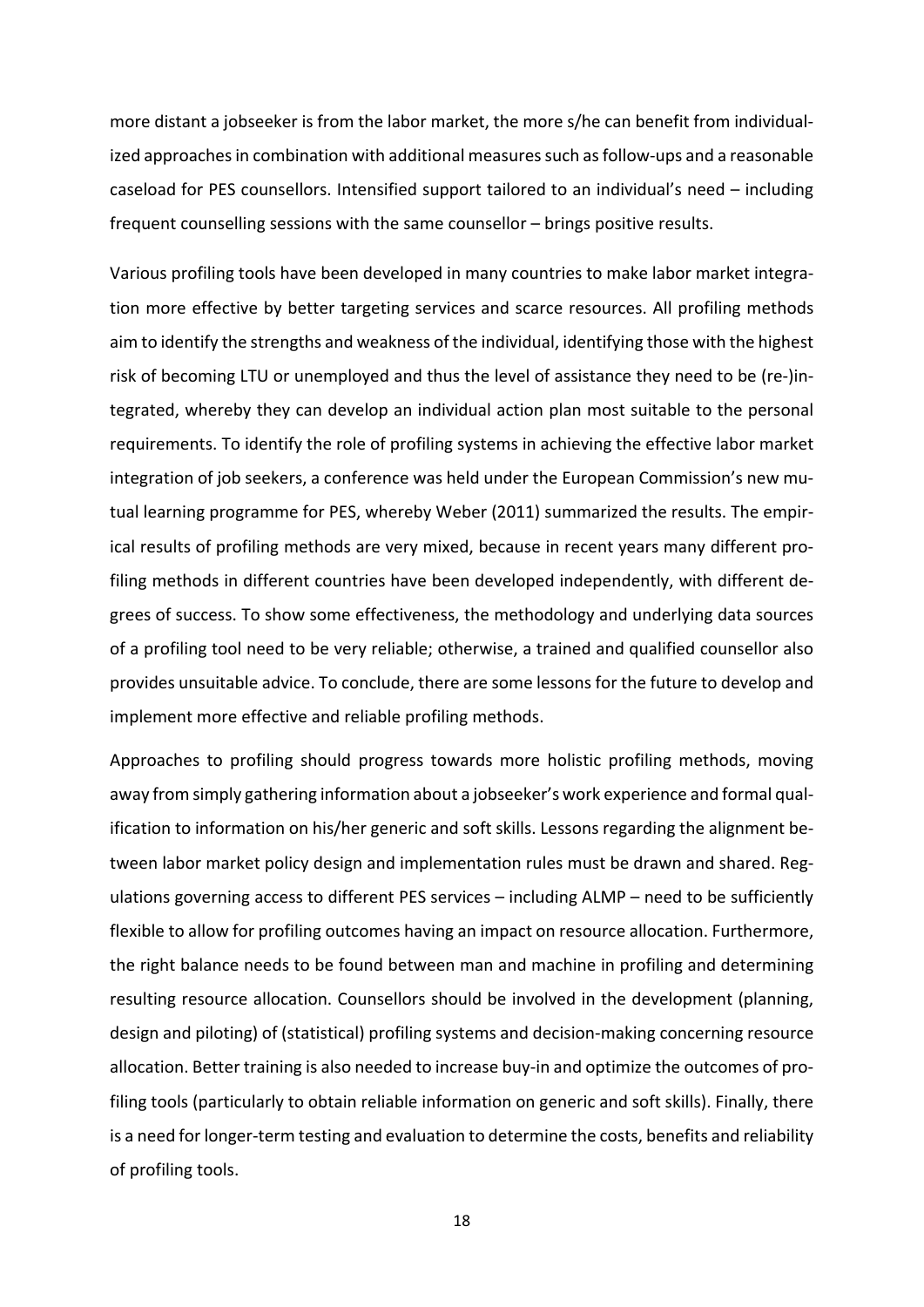more distant a jobseeker is from the labor market, the more s/he can benefit from individualized approaches in combination with additional measures such as follow-ups and a reasonable caseload for PES counsellors. Intensified support tailored to an individual's need – including frequent counselling sessions with the same counsellor – brings positive results.

Various profiling tools have been developed in many countries to make labor market integration more effective by better targeting services and scarce resources. All profiling methods aim to identify the strengths and weakness of the individual, identifying those with the highest risk of becoming LTU or unemployed and thus the level of assistance they need to be (re-)integrated, whereby they can develop an individual action plan most suitable to the personal requirements. To identify the role of profiling systems in achieving the effective labor market integration of job seekers, a conference was held under the European Commission's new mutual learning programme for PES, whereby Weber (2011) summarized the results. The empirical results of profiling methods are very mixed, because in recent years many different profiling methods in different countries have been developed independently, with different degrees of success. To show some effectiveness, the methodology and underlying data sources of a profiling tool need to be very reliable; otherwise, a trained and qualified counsellor also provides unsuitable advice. To conclude, there are some lessons for the future to develop and implement more effective and reliable profiling methods.

Approaches to profiling should progress towards more holistic profiling methods, moving away from simply gathering information about a jobseeker's work experience and formal qualification to information on his/her generic and soft skills. Lessons regarding the alignment between labor market policy design and implementation rules must be drawn and shared. Regulations governing access to different PES services – including ALMP – need to be sufficiently flexible to allow for profiling outcomes having an impact on resource allocation. Furthermore, the right balance needs to be found between man and machine in profiling and determining resulting resource allocation. Counsellors should be involved in the development (planning, design and piloting) of (statistical) profiling systems and decision-making concerning resource allocation. Better training is also needed to increase buy-in and optimize the outcomes of profiling tools (particularly to obtain reliable information on generic and soft skills). Finally, there is a need for longer-term testing and evaluation to determine the costs, benefits and reliability of profiling tools.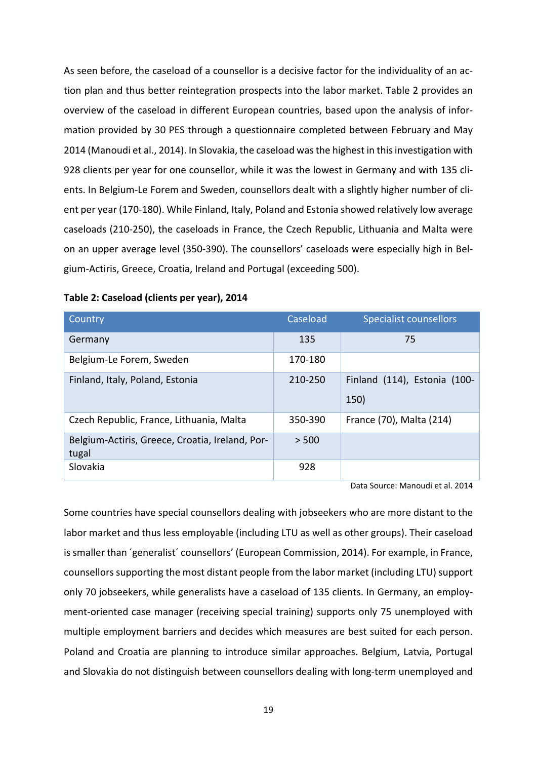As seen before, the caseload of a counsellor is a decisive factor for the individuality of an action plan and thus better reintegration prospects into the labor market. Table 2 provides an overview of the caseload in different European countries, based upon the analysis of information provided by 30 PES through a questionnaire completed between February and May 2014 (Manoudi et al., 2014). In Slovakia, the caseload was the highest in this investigation with 928 clients per year for one counsellor, while it was the lowest in Germany and with 135 clients. In Belgium-Le Forem and Sweden, counsellors dealt with a slightly higher number of client per year (170-180). While Finland, Italy, Poland and Estonia showed relatively low average caseloads (210-250), the caseloads in France, the Czech Republic, Lithuania and Malta were on an upper average level (350-390). The counsellors' caseloads were especially high in Belgium-Actiris, Greece, Croatia, Ireland and Portugal (exceeding 500).

**Table 2: Caseload (clients per year), 2014**

| Country | Caseload | Specialist counsellors |
|---|---|---|
| Germany | 135 | 75 |
| Belgium-Le Forem, Sweden | 170-180 | |
| Finland, Italy, Poland, Estonia | 210-250 | Finland (114), Estonia (100-150) |
| Czech Republic, France, Lithuania, Malta | 350-390 | France (70), Malta (214) |
| Belgium-Actiris, Greece, Croatia, Ireland, Portugal | > 500 | |
| Slovakia | 928 | |

Data Source: Manoudi et al. 2014

Some countries have special counsellors dealing with jobseekers who are more distant to the labor market and thus less employable (including LTU as well as other groups). Their caseload is smaller than ´generalist´ counsellors' (European Commission, 2014). For example, in France, counsellors supporting the most distant people from the labor market (including LTU) support only 70 jobseekers, while generalists have a caseload of 135 clients. In Germany, an employment-oriented case manager (receiving special training) supports only 75 unemployed with multiple employment barriers and decides which measures are best suited for each person. Poland and Croatia are planning to introduce similar approaches. Belgium, Latvia, Portugal and Slovakia do not distinguish between counsellors dealing with long-term unemployed and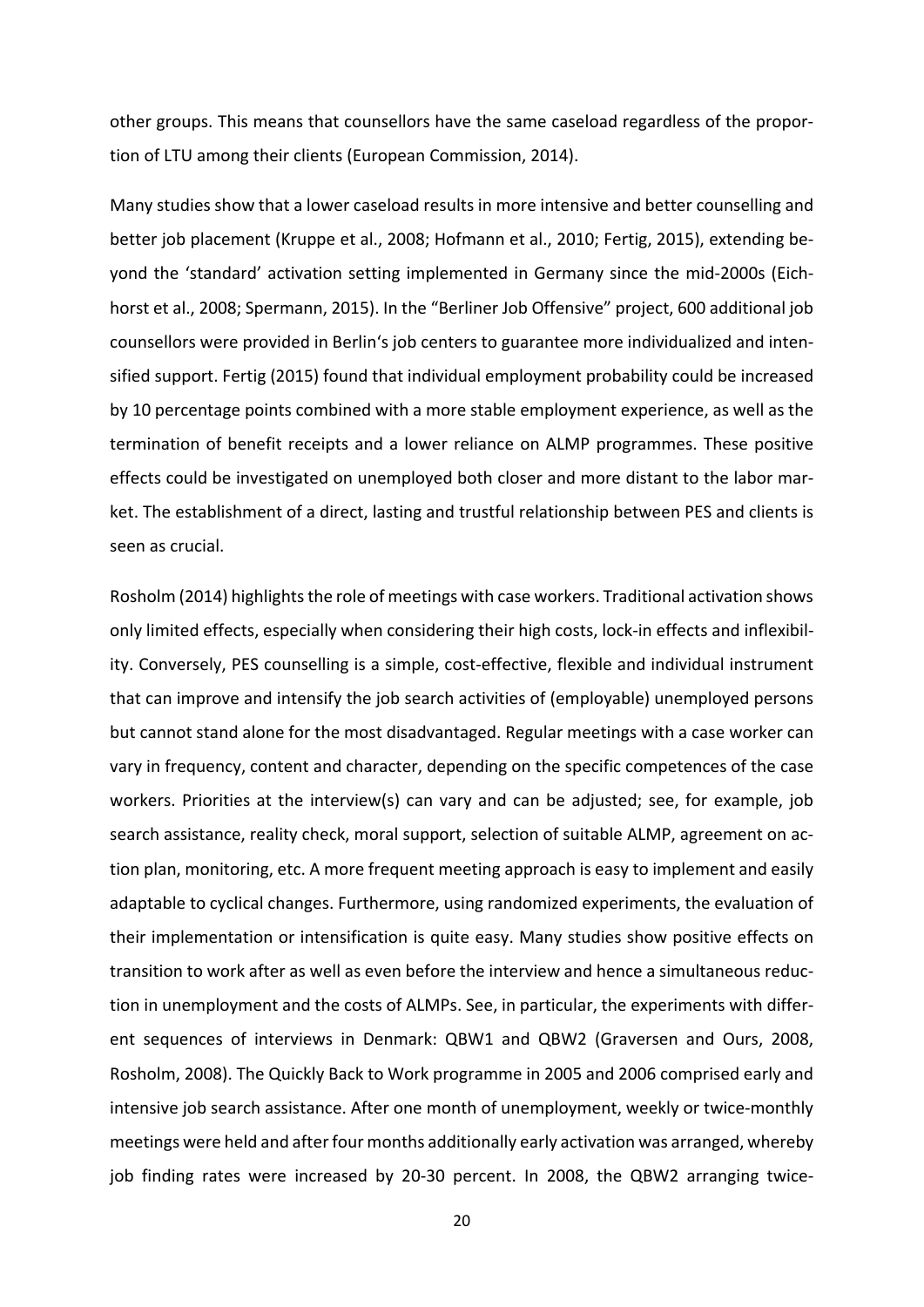other groups. This means that counsellors have the same caseload regardless of the proportion of LTU among their clients (European Commission, 2014).

Many studies show that a lower caseload results in more intensive and better counselling and better job placement (Kruppe et al., 2008; Hofmann et al., 2010; Fertig, 2015), extending beyond the 'standard' activation setting implemented in Germany since the mid-2000s (Eichhorst et al., 2008; Spermann, 2015). In the "Berliner Job Offensive" project, 600 additional job counsellors were provided in Berlin's job centers to guarantee more individualized and intensified support. Fertig (2015) found that individual employment probability could be increased by 10 percentage points combined with a more stable employment experience, as well as the termination of benefit receipts and a lower reliance on ALMP programmes. These positive effects could be investigated on unemployed both closer and more distant to the labor market. The establishment of a direct, lasting and trustful relationship between PES and clients is seen as crucial.

Rosholm (2014) highlights the role of meetings with case workers. Traditional activation shows only limited effects, especially when considering their high costs, lock-in effects and inflexibility. Conversely, PES counselling is a simple, cost-effective, flexible and individual instrument that can improve and intensify the job search activities of (employable) unemployed persons but cannot stand alone for the most disadvantaged. Regular meetings with a case worker can vary in frequency, content and character, depending on the specific competences of the case workers. Priorities at the interview(s) can vary and can be adjusted; see, for example, job search assistance, reality check, moral support, selection of suitable ALMP, agreement on action plan, monitoring, etc. A more frequent meeting approach is easy to implement and easily adaptable to cyclical changes. Furthermore, using randomized experiments, the evaluation of their implementation or intensification is quite easy. Many studies show positive effects on transition to work after as well as even before the interview and hence a simultaneous reduction in unemployment and the costs of ALMPs. See, in particular, the experiments with different sequences of interviews in Denmark: QBW1 and QBW2 (Graversen and Ours, 2008, Rosholm, 2008). The Quickly Back to Work programme in 2005 and 2006 comprised early and intensive job search assistance. After one month of unemployment, weekly or twice-monthly meetings were held and after four months additionally early activation was arranged, whereby job finding rates were increased by 20-30 percent. In 2008, the QBW2 arranging twice-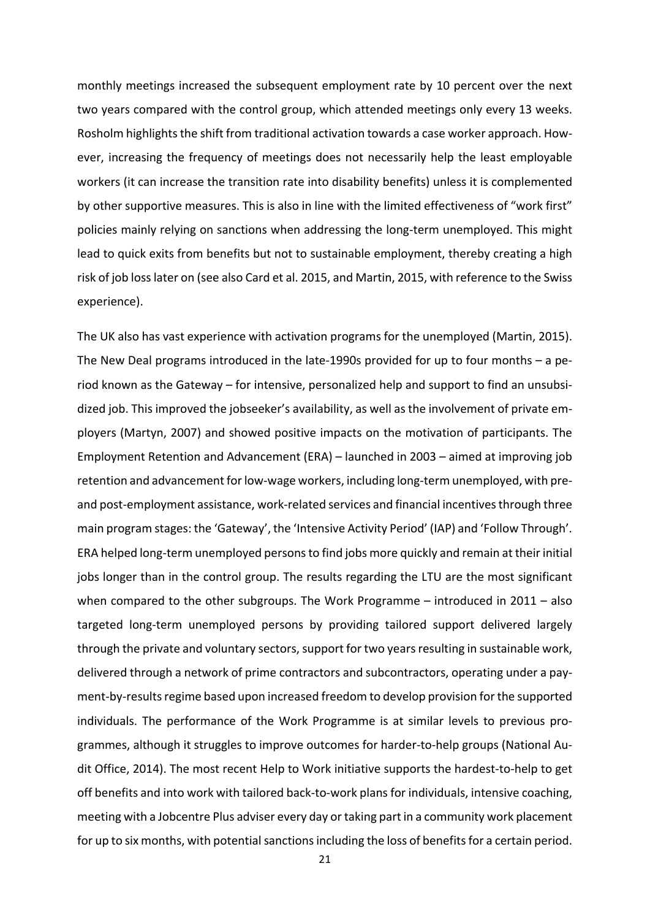monthly meetings increased the subsequent employment rate by 10 percent over the next two years compared with the control group, which attended meetings only every 13 weeks. Rosholm highlights the shift from traditional activation towards a case worker approach. However, increasing the frequency of meetings does not necessarily help the least employable workers (it can increase the transition rate into disability benefits) unless it is complemented by other supportive measures. This is also in line with the limited effectiveness of "work first" policies mainly relying on sanctions when addressing the long-term unemployed. This might lead to quick exits from benefits but not to sustainable employment, thereby creating a high risk of job loss later on (see also Card et al. 2015, and Martin, 2015, with reference to the Swiss experience).

The UK also has vast experience with activation programs for the unemployed (Martin, 2015). The New Deal programs introduced in the late-1990s provided for up to four months – a period known as the Gateway – for intensive, personalized help and support to find an unsubsidized job. This improved the jobseeker's availability, as well as the involvement of private employers (Martyn, 2007) and showed positive impacts on the motivation of participants. The Employment Retention and Advancement (ERA) – launched in 2003 – aimed at improving job retention and advancement for low-wage workers, including long-term unemployed, with pre- and post-employment assistance, work-related services and financial incentives through three main program stages: the 'Gateway', the 'Intensive Activity Period' (IAP) and 'Follow Through'. ERA helped long-term unemployed persons to find jobs more quickly and remain at their initial jobs longer than in the control group. The results regarding the LTU are the most significant when compared to the other subgroups. The Work Programme – introduced in 2011 – also targeted long-term unemployed persons by providing tailored support delivered largely through the private and voluntary sectors, support for two years resulting in sustainable work, delivered through a network of prime contractors and subcontractors, operating under a payment-by-results regime based upon increased freedom to develop provision for the supported individuals. The performance of the Work Programme is at similar levels to previous programmes, although it struggles to improve outcomes for harder-to-help groups (National Audit Office, 2014). The most recent Help to Work initiative supports the hardest-to-help to get off benefits and into work with tailored back-to-work plans for individuals, intensive coaching, meeting with a Jobcentre Plus adviser every day or taking part in a community work placement for up to six months, with potential sanctions including the loss of benefits for a certain period.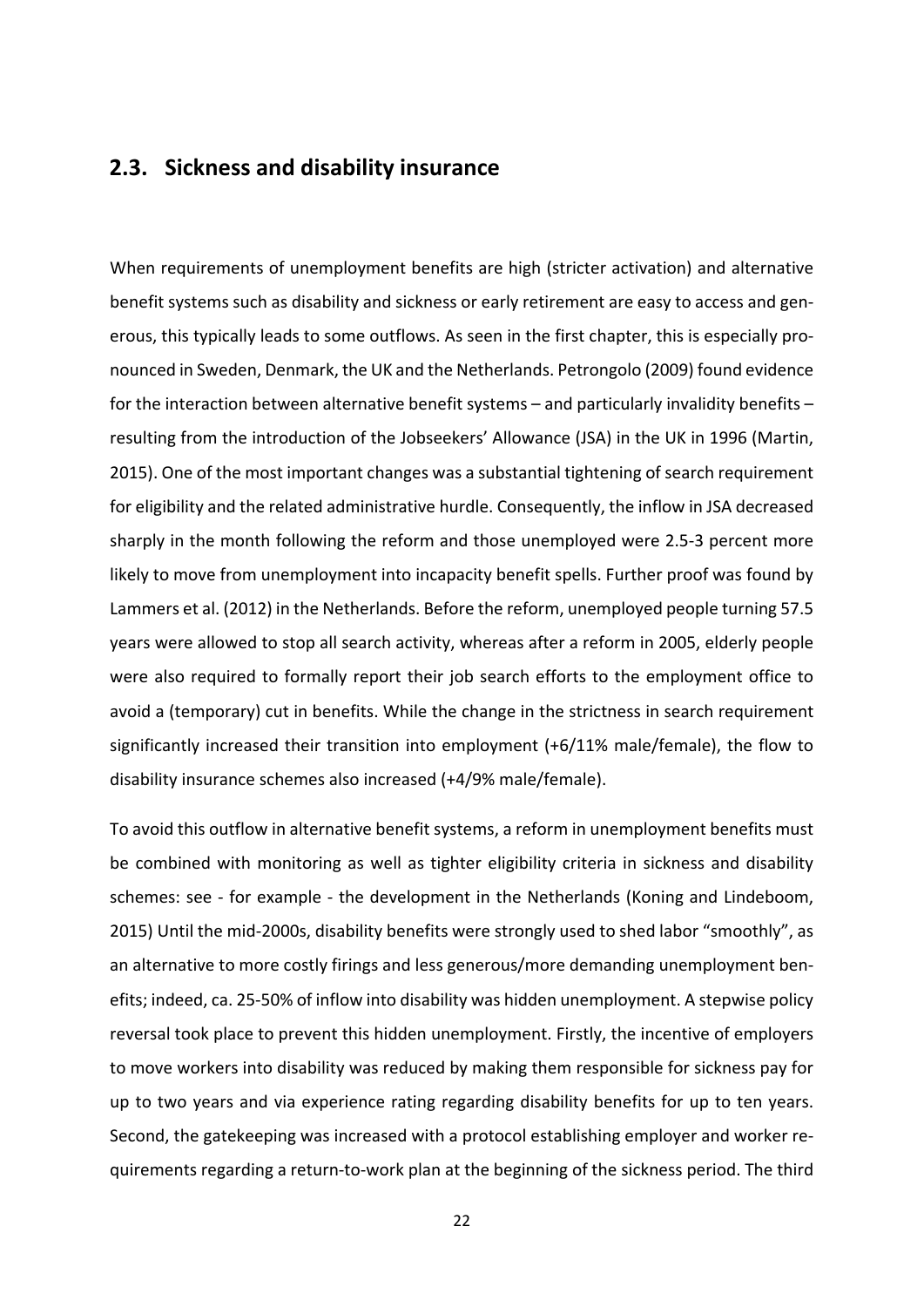## 2.3. Sickness and disability insurance

When requirements of unemployment benefits are high (stricter activation) and alternative benefit systems such as disability and sickness or early retirement are easy to access and generous, this typically leads to some outflows. As seen in the first chapter, this is especially pronounced in Sweden, Denmark, the UK and the Netherlands. Petrongolo (2009) found evidence for the interaction between alternative benefit systems – and particularly invalidity benefits – resulting from the introduction of the Jobseekers' Allowance (JSA) in the UK in 1996 (Martin, 2015). One of the most important changes was a substantial tightening of search requirement for eligibility and the related administrative hurdle. Consequently, the inflow in JSA decreased sharply in the month following the reform and those unemployed were 2.5-3 percent more likely to move from unemployment into incapacity benefit spells. Further proof was found by Lammers et al. (2012) in the Netherlands. Before the reform, unemployed people turning 57.5 years were allowed to stop all search activity, whereas after a reform in 2005, elderly people were also required to formally report their job search efforts to the employment office to avoid a (temporary) cut in benefits. While the change in the strictness in search requirement significantly increased their transition into employment (+6/11% male/female), the flow to disability insurance schemes also increased (+4/9% male/female).

To avoid this outflow in alternative benefit systems, a reform in unemployment benefits must be combined with monitoring as well as tighter eligibility criteria in sickness and disability schemes: see - for example - the development in the Netherlands (Koning and Lindeboom, 2015) Until the mid-2000s, disability benefits were strongly used to shed labor "smoothly", as an alternative to more costly firings and less generous/more demanding unemployment benefits; indeed, ca. 25-50% of inflow into disability was hidden unemployment. A stepwise policy reversal took place to prevent this hidden unemployment. Firstly, the incentive of employers to move workers into disability was reduced by making them responsible for sickness pay for up to two years and via experience rating regarding disability benefits for up to ten years. Second, the gatekeeping was increased with a protocol establishing employer and worker requirements regarding a return-to-work plan at the beginning of the sickness period. The third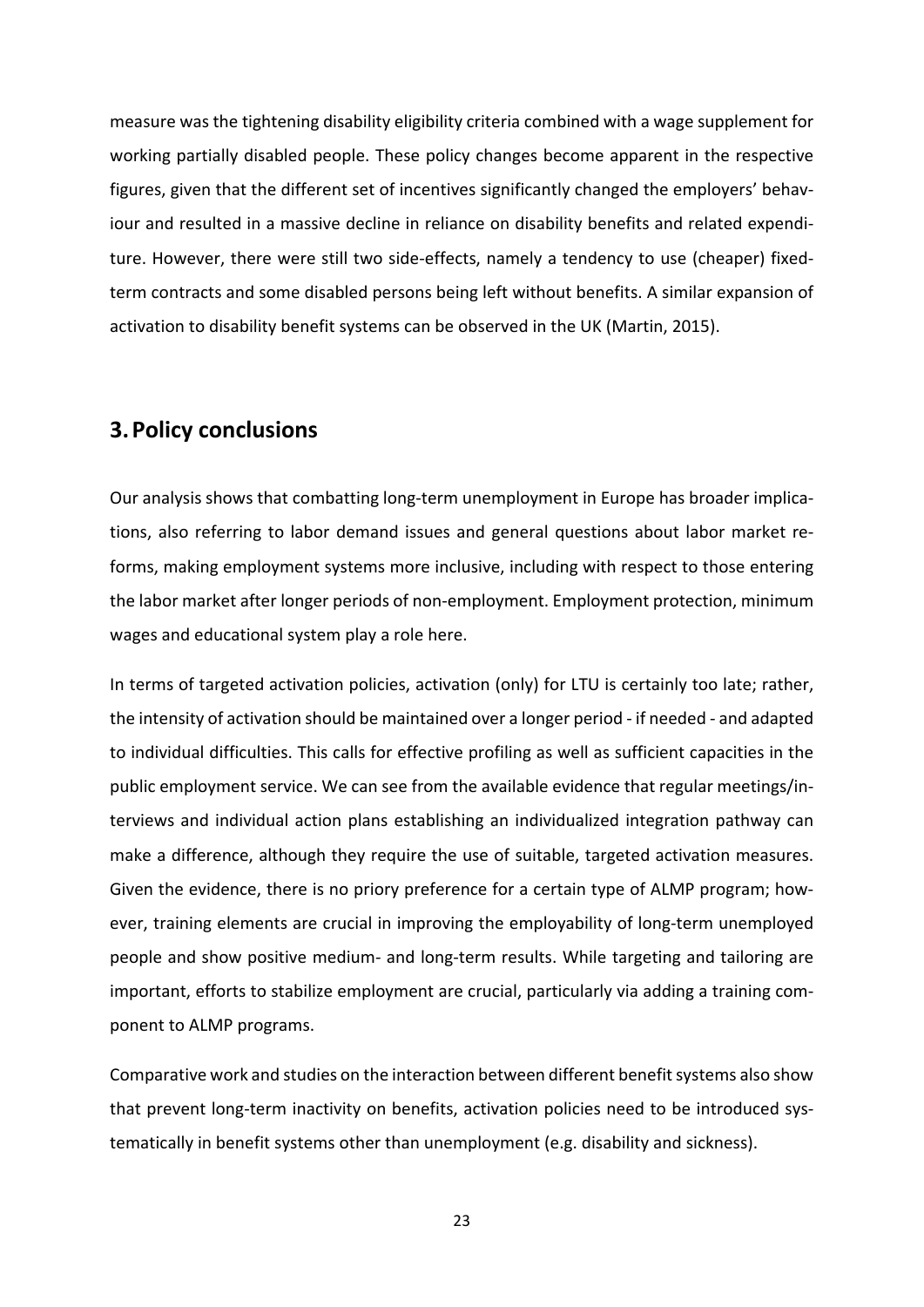measure was the tightening disability eligibility criteria combined with a wage supplement for working partially disabled people. These policy changes become apparent in the respective figures, given that the different set of incentives significantly changed the employers' behaviour and resulted in a massive decline in reliance on disability benefits and related expenditure. However, there were still two side-effects, namely a tendency to use (cheaper) fixed-term contracts and some disabled persons being left without benefits. A similar expansion of activation to disability benefit systems can be observed in the UK (Martin, 2015).

## 3. Policy conclusions

Our analysis shows that combatting long-term unemployment in Europe has broader implications, also referring to labor demand issues and general questions about labor market reforms, making employment systems more inclusive, including with respect to those entering the labor market after longer periods of non-employment. Employment protection, minimum wages and educational system play a role here.

In terms of targeted activation policies, activation (only) for LTU is certainly too late; rather, the intensity of activation should be maintained over a longer period - if needed - and adapted to individual difficulties. This calls for effective profiling as well as sufficient capacities in the public employment service. We can see from the available evidence that regular meetings/interviews and individual action plans establishing an individualized integration pathway can make a difference, although they require the use of suitable, targeted activation measures. Given the evidence, there is no priory preference for a certain type of ALMP program; however, training elements are crucial in improving the employability of long-term unemployed people and show positive medium- and long-term results. While targeting and tailoring are important, efforts to stabilize employment are crucial, particularly via adding a training component to ALMP programs.

Comparative work and studies on the interaction between different benefit systems also show that prevent long-term inactivity on benefits, activation policies need to be introduced systematically in benefit systems other than unemployment (e.g. disability and sickness).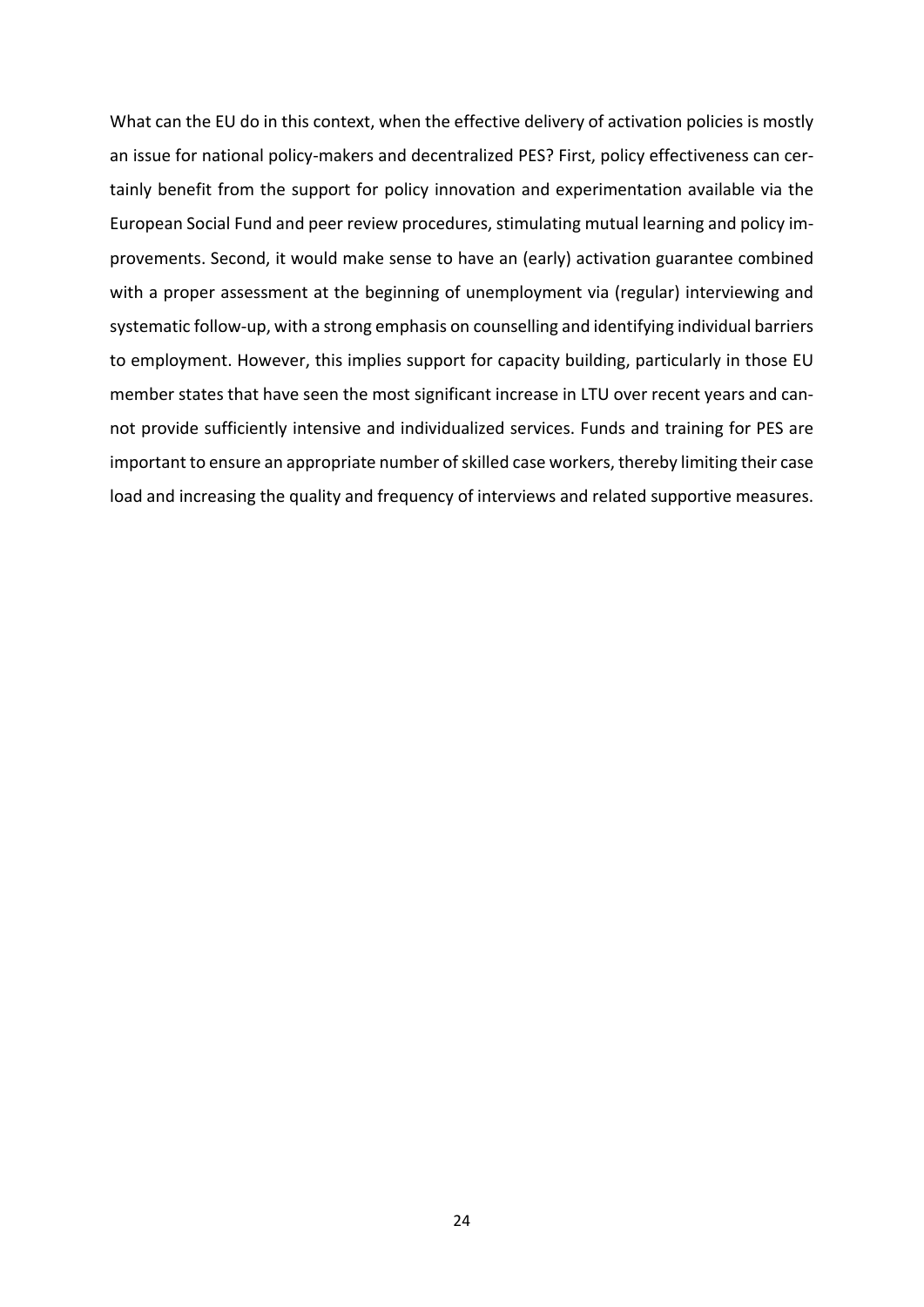What can the EU do in this context, when the effective delivery of activation policies is mostly an issue for national policy-makers and decentralized PES? First, policy effectiveness can certainly benefit from the support for policy innovation and experimentation available via the European Social Fund and peer review procedures, stimulating mutual learning and policy improvements. Second, it would make sense to have an (early) activation guarantee combined with a proper assessment at the beginning of unemployment via (regular) interviewing and systematic follow-up, with a strong emphasis on counselling and identifying individual barriers to employment. However, this implies support for capacity building, particularly in those EU member states that have seen the most significant increase in LTU over recent years and cannot provide sufficiently intensive and individualized services. Funds and training for PES are important to ensure an appropriate number of skilled case workers, thereby limiting their case load and increasing the quality and frequency of interviews and related supportive measures.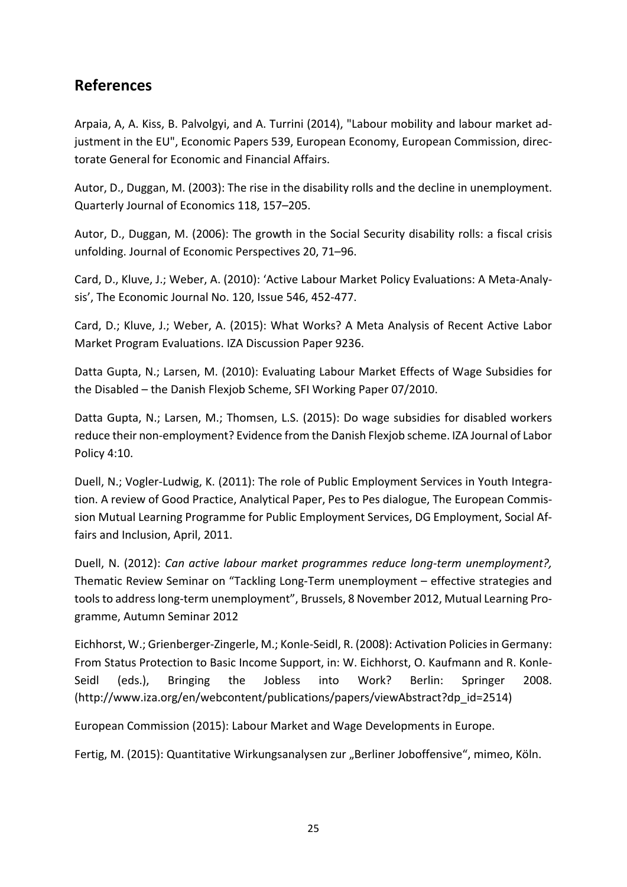## References

Arpaia, A, A. Kiss, B. Palvolgyi, and A. Turrini (2014), "Labour mobility and labour market adjustment in the EU", Economic Papers 539, European Economy, European Commission, directorate General for Economic and Financial Affairs.

Autor, D., Duggan, M. (2003): The rise in the disability rolls and the decline in unemployment. Quarterly Journal of Economics 118, 157–205.

Autor, D., Duggan, M. (2006): The growth in the Social Security disability rolls: a fiscal crisis unfolding. Journal of Economic Perspectives 20, 71–96.

Card, D., Kluve, J.; Weber, A. (2010): 'Active Labour Market Policy Evaluations: A Meta-Analysis', The Economic Journal No. 120, Issue 546, 452-477.

Card, D.; Kluve, J.; Weber, A. (2015): What Works? A Meta Analysis of Recent Active Labor Market Program Evaluations. IZA Discussion Paper 9236.

Datta Gupta, N.; Larsen, M. (2010): Evaluating Labour Market Effects of Wage Subsidies for the Disabled – the Danish Flexjob Scheme, SFI Working Paper 07/2010.

Datta Gupta, N.; Larsen, M.; Thomsen, L.S. (2015): Do wage subsidies for disabled workers reduce their non-employment? Evidence from the Danish Flexjob scheme. IZA Journal of Labor Policy 4:10.

Duell, N.; Vogler-Ludwig, K. (2011): The role of Public Employment Services in Youth Integration. A review of Good Practice, Analytical Paper, Pes to Pes dialogue, The European Commission Mutual Learning Programme for Public Employment Services, DG Employment, Social Affairs and Inclusion, April, 2011.

Duell, N. (2012): *Can active labour market programmes reduce long-term unemployment?,* Thematic Review Seminar on "Tackling Long-Term unemployment – effective strategies and tools to address long-term unemployment", Brussels, 8 November 2012, Mutual Learning Programme, Autumn Seminar 2012

Eichhorst, W.; Grienberger-Zingerle, M.; Konle-Seidl, R. (2008): Activation Policies in Germany: From Status Protection to Basic Income Support, in: W. Eichhorst, O. Kaufmann and R. Konle-Seidl (eds.), Bringing the Jobless into Work? Berlin: Springer 2008. (http://www.iza.org/en/webcontent/publications/papers/viewAbstract?dp_id=2514)

European Commission (2015): Labour Market and Wage Developments in Europe.

Fertig, M. (2015): Quantitative Wirkungsanalysen zur „Berliner Joboffensive", mimeo, Köln.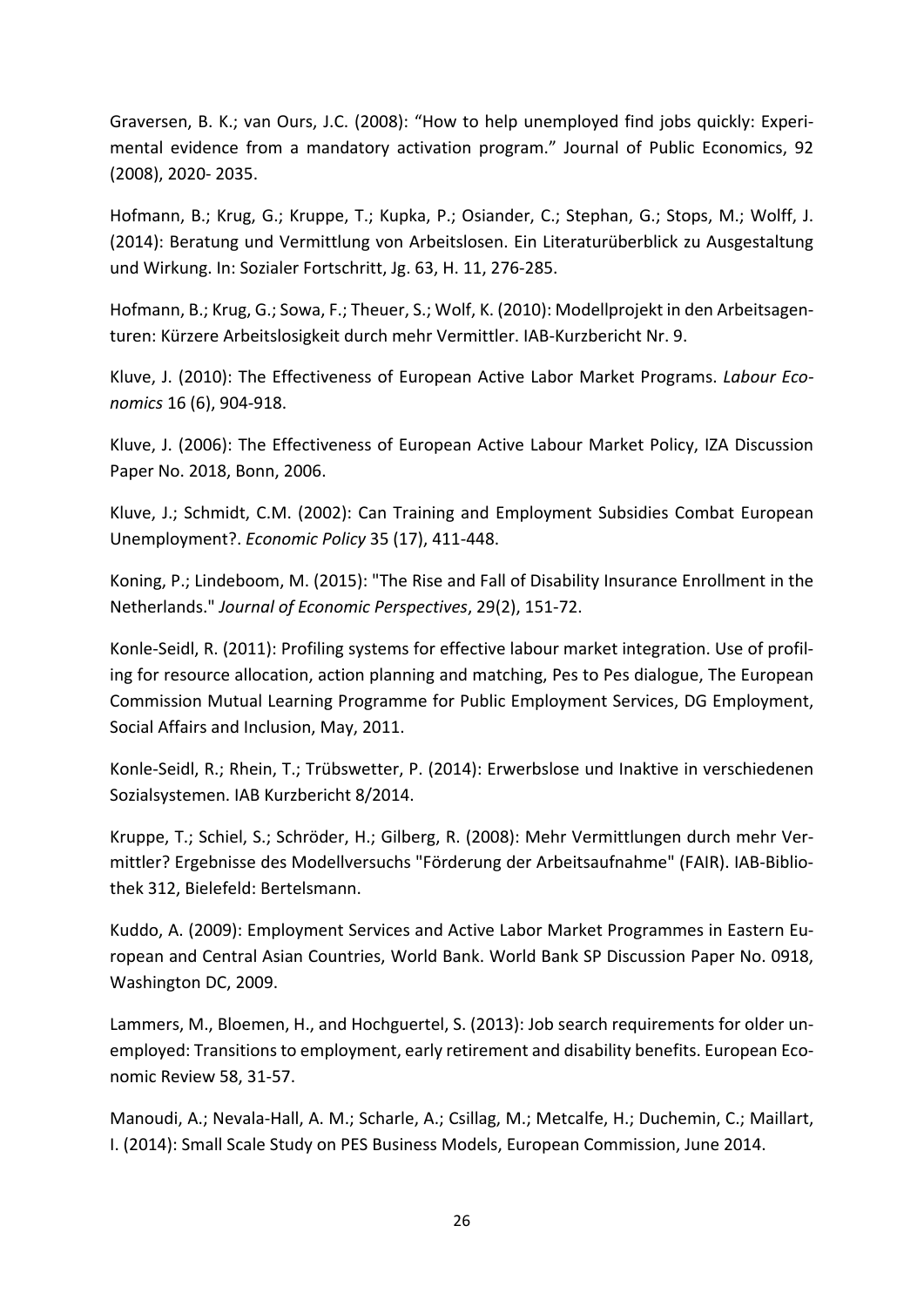Graversen, B. K.; van Ours, J.C. (2008): “How to help unemployed find jobs quickly: Experimental evidence from a mandatory activation program.” Journal of Public Economics, 92 (2008), 2020- 2035.

Hofmann, B.; Krug, G.; Kruppe, T.; Kupka, P.; Osiander, C.; Stephan, G.; Stops, M.; Wolff, J. (2014): Beratung und Vermittlung von Arbeitslosen. Ein Literaturüberblick zu Ausgestaltung und Wirkung. In: Sozialer Fortschritt, Jg. 63, H. 11, 276-285.

Hofmann, B.; Krug, G.; Sowa, F.; Theuer, S.; Wolf, K. (2010): Modellprojekt in den Arbeitsagenturen: Kürzere Arbeitslosigkeit durch mehr Vermittler. IAB-Kurzbericht Nr. 9.

Kluve, J. (2010): The Effectiveness of European Active Labor Market Programs. *Labour Economics* 16 (6), 904-918.

Kluve, J. (2006): The Effectiveness of European Active Labour Market Policy, IZA Discussion Paper No. 2018, Bonn, 2006.

Kluve, J.; Schmidt, C.M. (2002): Can Training and Employment Subsidies Combat European Unemployment?. *Economic Policy* 35 (17), 411-448.

Koning, P.; Lindeboom, M. (2015): "The Rise and Fall of Disability Insurance Enrollment in the Netherlands." *Journal of Economic Perspectives*, 29(2), 151-72.

Konle-Seidl, R. (2011): Profiling systems for effective labour market integration. Use of profiling for resource allocation, action planning and matching, Pes to Pes dialogue, The European Commission Mutual Learning Programme for Public Employment Services, DG Employment, Social Affairs and Inclusion, May, 2011.

Konle-Seidl, R.; Rhein, T.; Trübswetter, P. (2014): Erwerbslose und Inaktive in verschiedenen Sozialsystemen. IAB Kurzbericht 8/2014.

Kruppe, T.; Schiel, S.; Schröder, H.; Gilberg, R. (2008): Mehr Vermittlungen durch mehr Vermittler? Ergebnisse des Modellversuchs "Förderung der Arbeitsaufnahme" (FAIR). IAB-Bibliothek 312, Bielefeld: Bertelsmann.

Kuddo, A. (2009): Employment Services and Active Labor Market Programmes in Eastern European and Central Asian Countries, World Bank. World Bank SP Discussion Paper No. 0918, Washington DC, 2009.

Lammers, M., Bloemen, H., and Hochguertel, S. (2013): Job search requirements for older unemployed: Transitions to employment, early retirement and disability benefits. European Economic Review 58, 31-57.

Manoudi, A.; Nevala-Hall, A. M.; Scharle, A.; Csillag, M.; Metcalfe, H.; Duchemin, C.; Maillart, I. (2014): Small Scale Study on PES Business Models, European Commission, June 2014.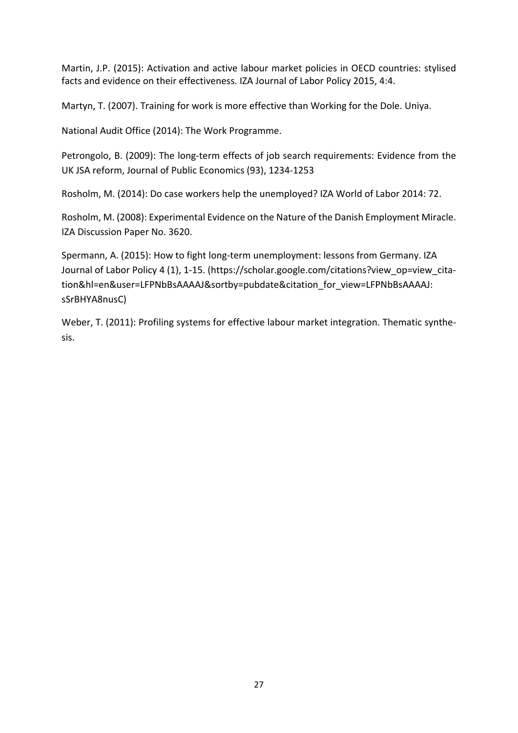Martin, J.P. (2015): Activation and active labour market policies in OECD countries: stylised facts and evidence on their effectiveness. IZA Journal of Labor Policy 2015, 4:4.

Martyn, T. (2007). Training for work is more effective than Working for the Dole. Uniya.

National Audit Office (2014): The Work Programme.

Petrongolo, B. (2009): The long-term effects of job search requirements: Evidence from the UK JSA reform, Journal of Public Economics (93), 1234-1253

Rosholm, M. (2014): Do case workers help the unemployed? IZA World of Labor 2014: 72.

Rosholm, M. (2008): Experimental Evidence on the Nature of the Danish Employment Miracle. IZA Discussion Paper No. 3620.

Spermann, A. (2015): How to fight long-term unemployment: lessons from Germany. IZA Journal of Labor Policy 4 (1), 1-15. (https://scholar.google.com/citations?view_op=view_citation&hl=en&user=LFPNbBsAAAAJ&sortby=pubdate&citation_for_view=LFPNbBsAAAAJ:sSrBHYA8nusC)

Weber, T. (2011): Profiling systems for effective labour market integration. Thematic synthesis.